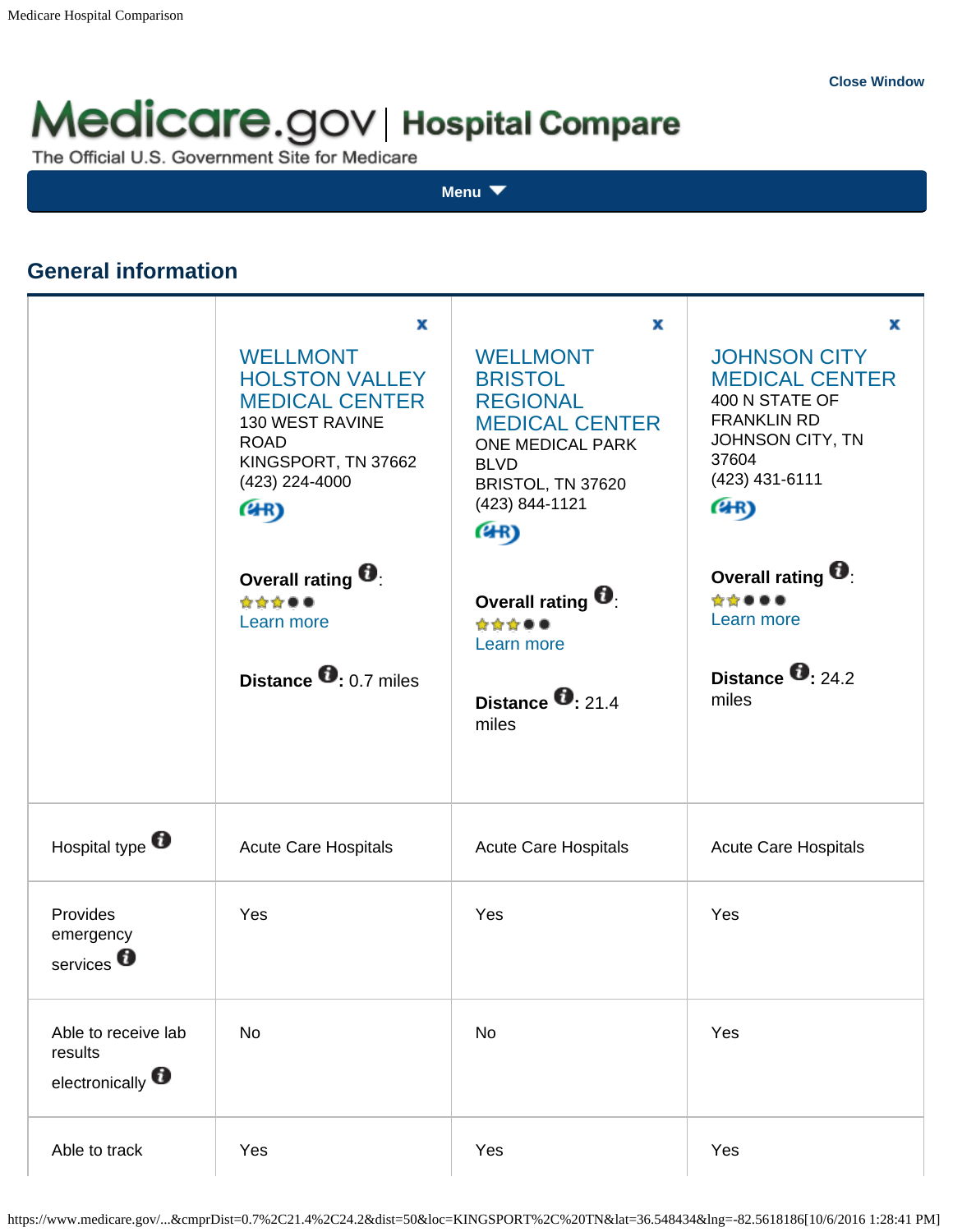Close Window

# Medicare.gov | Hospital Compare

The Official U.S. Government Site for Medicare

Menu

## General information

| | WELLMONT HOLSTON VALLEY MEDICAL CENTER | WELLMONT BRISTOL REGIONAL MEDICAL CENTER | JOHNSON CITY MEDICAL CENTER |
|---|---|---|---|
| | 130 WEST RAVINE ROAD<br>KINGSPORT, TN 37662<br>(423) 224-4000 | ONE MEDICAL PARK BLVD<br>BRISTOL, TN 37620<br>(423) 844-1121 | 400 N STATE OF FRANKLIN RD<br>JOHNSON CITY, TN 37604<br>(423) 431-6111 |
| | **Overall rating**: 3 stars<br>Learn more | **Overall rating**: 3 stars<br>Learn more | **Overall rating**: 2 stars<br>Learn more |
| | **Distance**: 0.7 miles | **Distance**: 21.4 miles | **Distance**: 24.2 miles |
| Hospital type | Acute Care Hospitals | Acute Care Hospitals | Acute Care Hospitals |
| Provides emergency services | Yes | Yes | Yes |
| Able to receive lab results electronically | No | No | Yes |
| Able to track | Yes | Yes | Yes |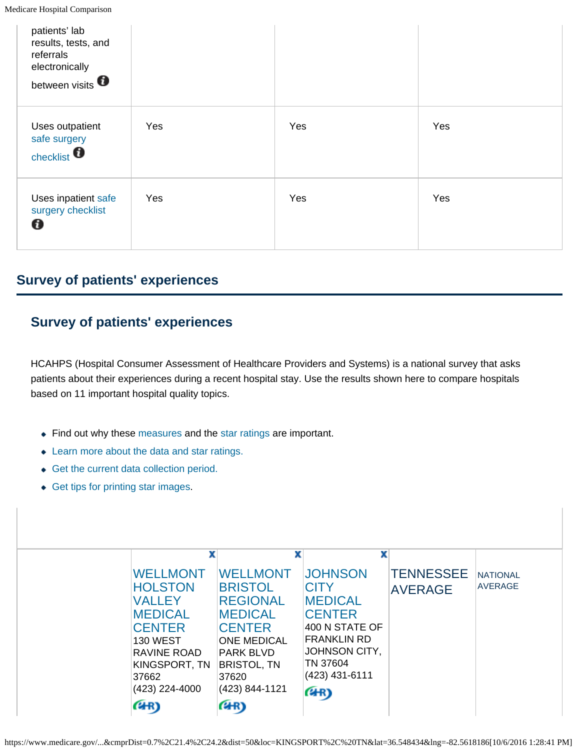| patients' lab results, tests, and referrals electronically between visits | | | |
|---|---|---|---|
| Uses outpatient safe surgery checklist | Yes | Yes | Yes |
| Uses inpatient safe surgery checklist | Yes | Yes | Yes |

## Survey of patients' experiences

### Survey of patients' experiences

HCAHPS (Hospital Consumer Assessment of Healthcare Providers and Systems) is a national survey that asks patients about their experiences during a recent hospital stay. Use the results shown here to compare hospitals based on 11 important hospital quality topics.

- Find out why these measures and the star ratings are important.
- Learn more about the data and star ratings.
- Get the current data collection period.
- Get tips for printing star images.

| | WELLMONT HOLSTON VALLEY MEDICAL CENTER 130 WEST RAVINE ROAD KINGSPORT, TN 37662 (423) 224-4000 | WELLMONT BRISTOL REGIONAL MEDICAL CENTER ONE MEDICAL PARK BLVD BRISTOL, TN 37620 (423) 844-1121 | JOHNSON CITY MEDICAL CENTER 400 N STATE OF FRANKLIN RD JOHNSON CITY, TN 37604 (423) 431-6111 | TENNESSEE AVERAGE | NATIONAL AVERAGE |
|---|---|---|---|---|---|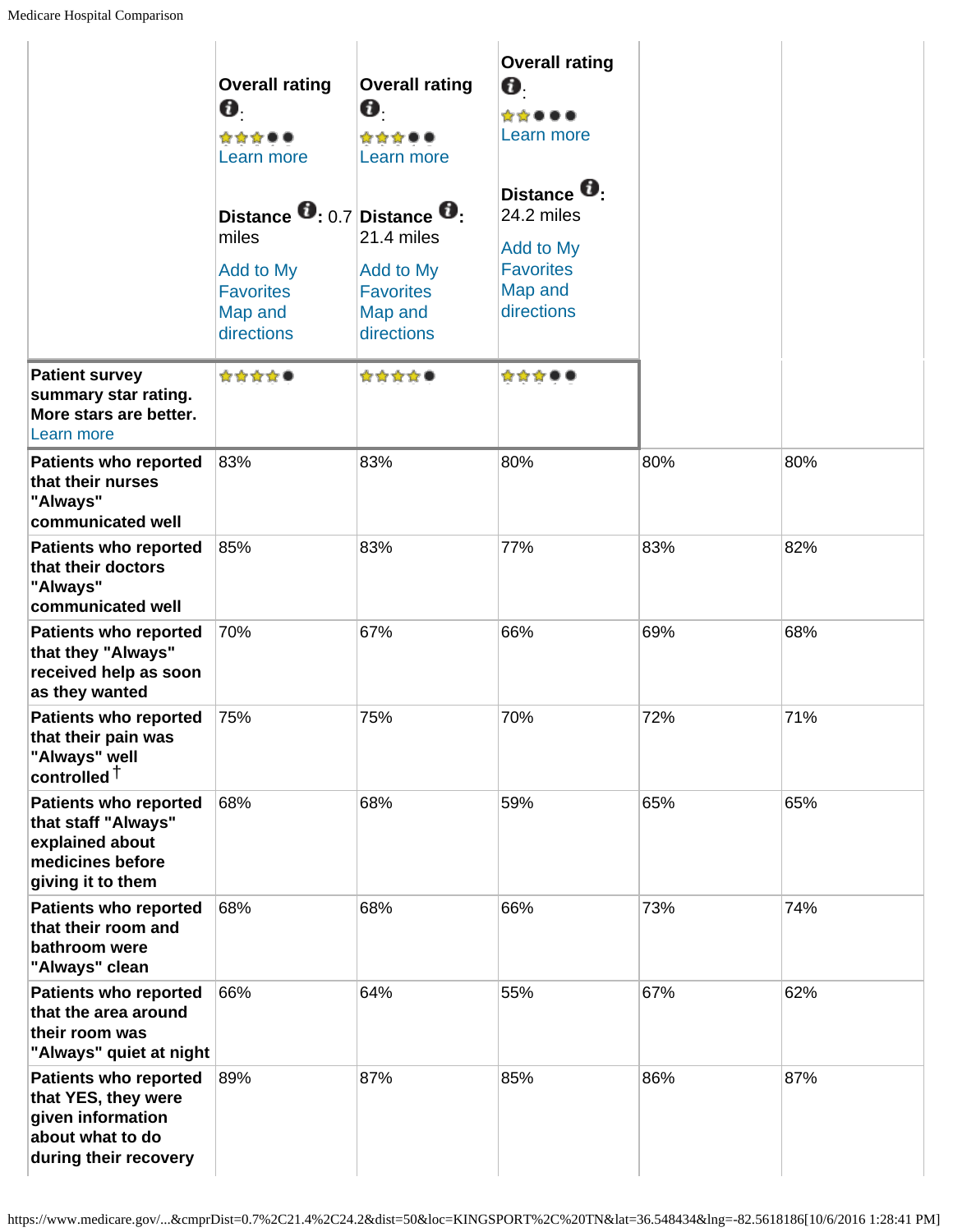| | Overall rating: ★★★●● Learn more Distance: 0.7 miles Add to My Favorites Map and directions | Overall rating: ★★★●● Learn more Distance: 21.4 miles Add to My Favorites Map and directions | Overall rating: ★★●●● Learn more Distance: 24.2 miles Add to My Favorites Map and directions | | |
|---|---|---|---|---|---|
| **Patient survey summary star rating. More stars are better.** Learn more | ★★★★● | ★★★★● | ★★★●● | | |
| **Patients who reported that their nurses "Always" communicated well** | 83% | 83% | 80% | 80% | 80% |
| **Patients who reported that their doctors "Always" communicated well** | 85% | 83% | 77% | 83% | 82% |
| **Patients who reported that they "Always" received help as soon as they wanted** | 70% | 67% | 66% | 69% | 68% |
| **Patients who reported that their pain was "Always" well controlled** † | 75% | 75% | 70% | 72% | 71% |
| **Patients who reported that staff "Always" explained about medicines before giving it to them** | 68% | 68% | 59% | 65% | 65% |
| **Patients who reported that their room and bathroom were "Always" clean** | 68% | 68% | 66% | 73% | 74% |
| **Patients who reported that the area around their room was "Always" quiet at night** | 66% | 64% | 55% | 67% | 62% |
| **Patients who reported that YES, they were given information about what to do during their recovery** | 89% | 87% | 85% | 86% | 87% |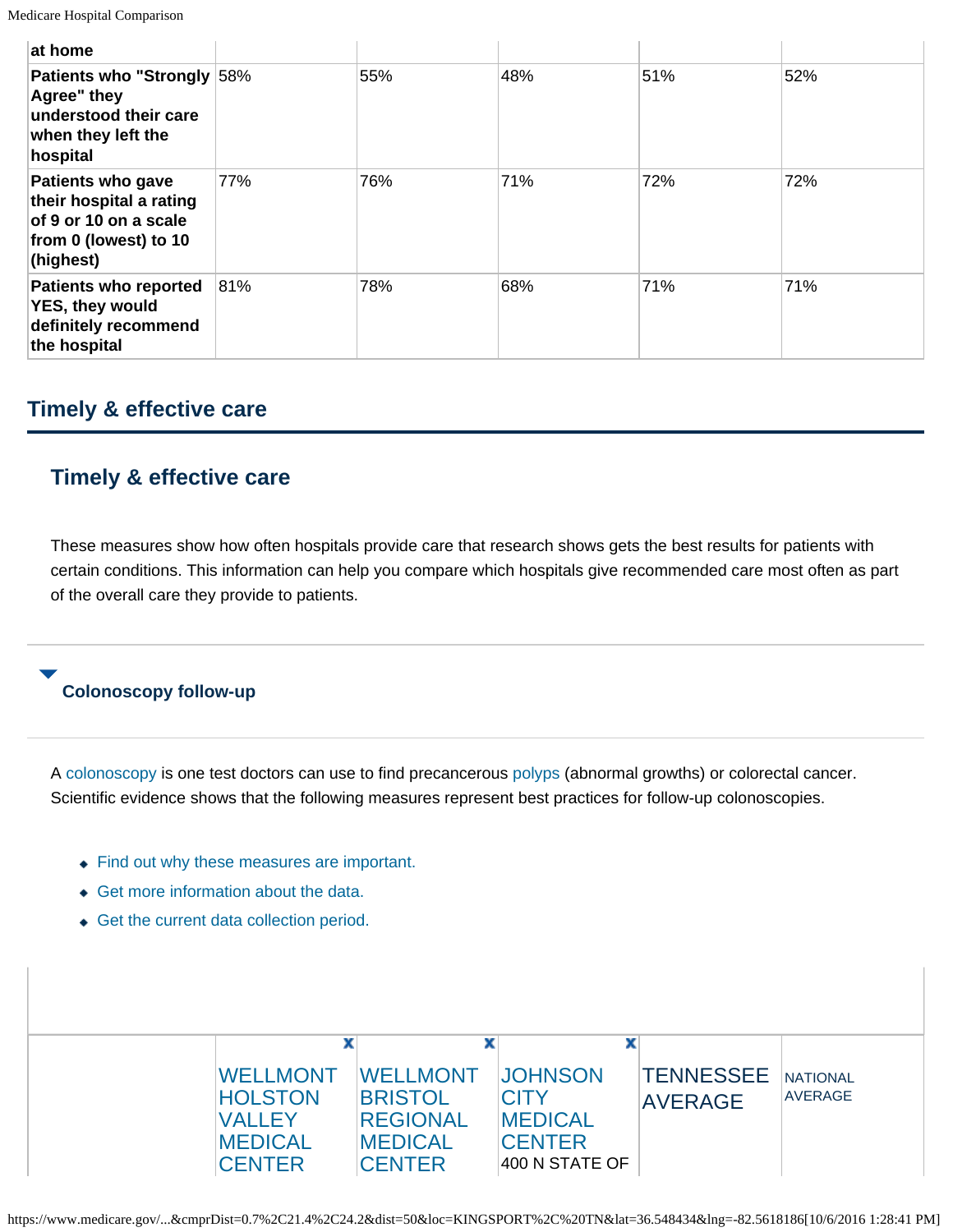| at home | | | | | |
|---|---|---|---|---|---|
| **Patients who "Strongly Agree" they understood their care when they left the hospital** | 58% | 55% | 48% | 51% | 52% |
| **Patients who gave their hospital a rating of 9 or 10 on a scale from 0 (lowest) to 10 (highest)** | 77% | 76% | 71% | 72% | 72% |
| **Patients who reported YES, they would definitely recommend the hospital** | 81% | 78% | 68% | 71% | 71% |

## Timely & effective care

### Timely & effective care

These measures show how often hospitals provide care that research shows gets the best results for patients with certain conditions. This information can help you compare which hospitals give recommended care most often as part of the overall care they provide to patients.

#### Colonoscopy follow-up

A colonoscopy is one test doctors can use to find precancerous polyps (abnormal growths) or colorectal cancer. Scientific evidence shows that the following measures represent best practices for follow-up colonoscopies.

- Find out why these measures are important.
- Get more information about the data.
- Get the current data collection period.

| | WELLMONT HOLSTON VALLEY MEDICAL CENTER | WELLMONT BRISTOL REGIONAL MEDICAL CENTER | JOHNSON CITY MEDICAL CENTER 400 N STATE OF | TENNESSEE AVERAGE | NATIONAL AVERAGE |
|---|---|---|---|---|---|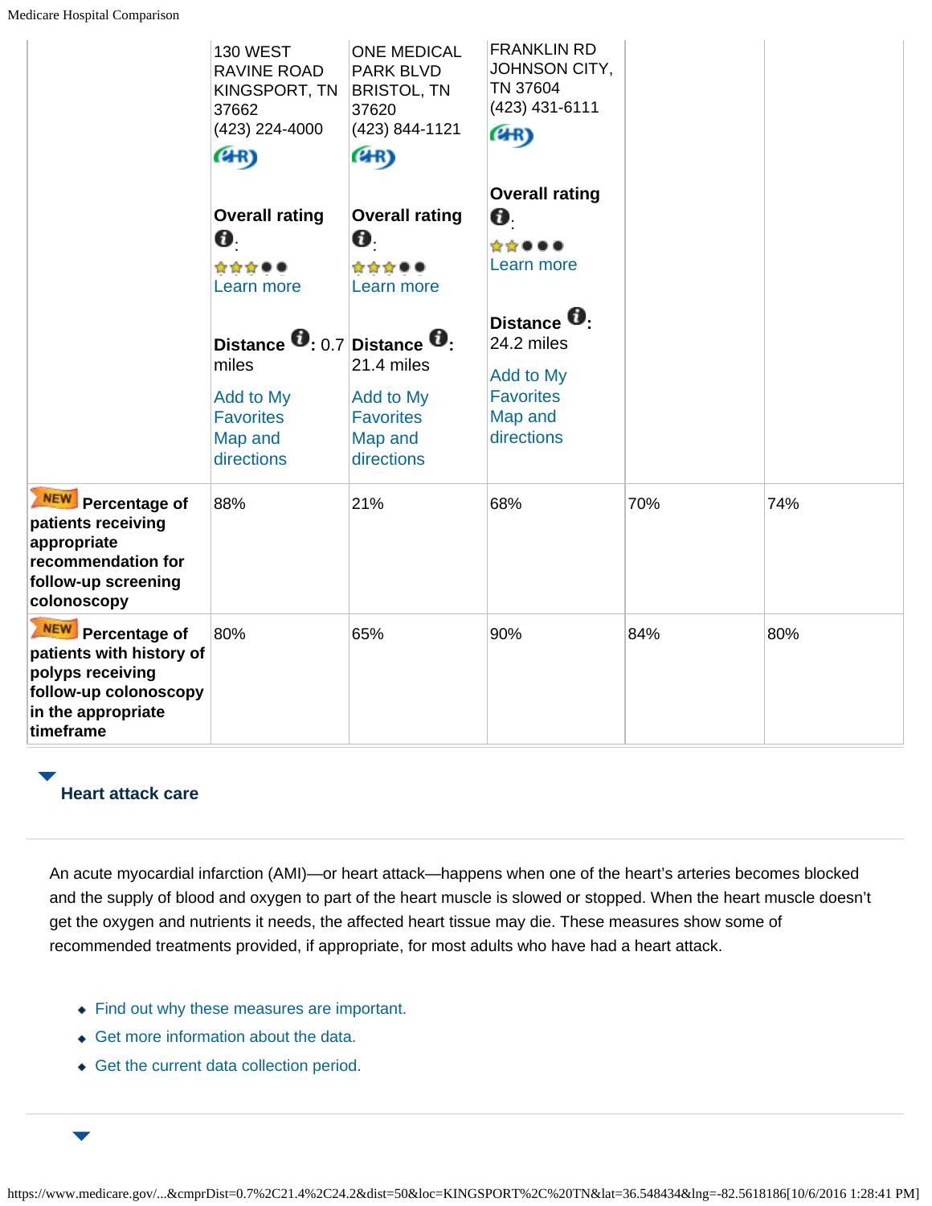| | 130 WEST RAVINE ROAD KINGSPORT, TN 37662 (423) 224-4000 **Overall rating**: ★★★ Learn more **Distance**: 0.7 miles Add to My Favorites Map and directions | ONE MEDICAL PARK BLVD BRISTOL, TN 37620 (423) 844-1121 **Overall rating**: ★★★ Learn more **Distance**: 21.4 miles Add to My Favorites Map and directions | FRANKLIN RD JOHNSON CITY, TN 37604 (423) 431-6111 **Overall rating**: ★★ Learn more **Distance**: 24.2 miles Add to My Favorites Map and directions | | |
|---|---|---|---|---|---|
| NEW **Percentage of patients receiving appropriate recommendation for follow-up screening colonoscopy** | 88% | 21% | 68% | 70% | 74% |
| NEW **Percentage of patients with history of polyps receiving follow-up colonoscopy in the appropriate timeframe** | 80% | 65% | 90% | 84% | 80% |

### Heart attack care

An acute myocardial infarction (AMI)—or heart attack—happens when one of the heart's arteries becomes blocked and the supply of blood and oxygen to part of the heart muscle is slowed or stopped. When the heart muscle doesn't get the oxygen and nutrients it needs, the affected heart tissue may die. These measures show some of recommended treatments provided, if appropriate, for most adults who have had a heart attack.

- Find out why these measures are important.
- Get more information about the data.
- Get the current data collection period.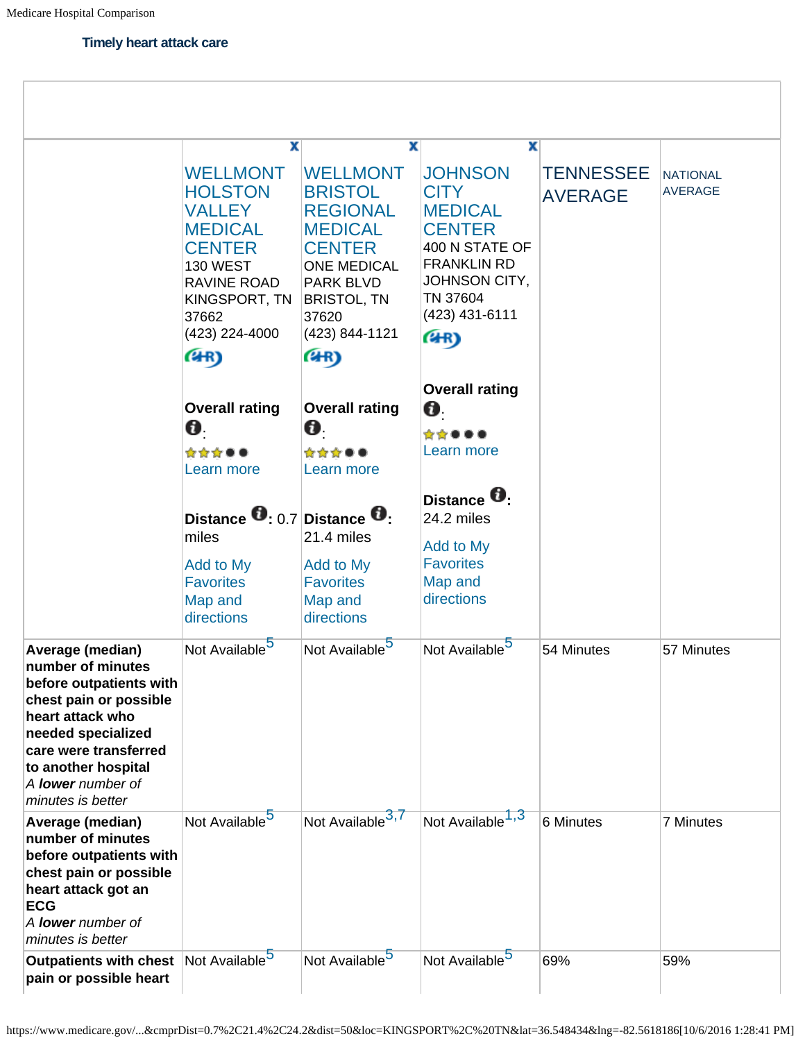Medicare Hospital Comparison

## Timely heart attack care

| | WELLMONT HOLSTON VALLEY MEDICAL CENTER<br>130 WEST RAVINE ROAD KINGSPORT, TN 37662<br>(423) 224-4000<br>**Overall rating**:<br>Learn more<br>**Distance**: 0.7 miles<br>Add to My Favorites<br>Map and directions | WELLMONT BRISTOL REGIONAL MEDICAL CENTER<br>ONE MEDICAL PARK BLVD BRISTOL, TN 37620<br>(423) 844-1121<br>**Overall rating**:<br>Learn more<br>**Distance**: 21.4 miles<br>Add to My Favorites<br>Map and directions | JOHNSON CITY MEDICAL CENTER<br>400 N STATE OF FRANKLIN RD JOHNSON CITY, TN 37604<br>(423) 431-6111<br>**Overall rating**:<br>Learn more<br>**Distance**: 24.2 miles<br>Add to My Favorites<br>Map and directions | TENNESSEE AVERAGE | NATIONAL AVERAGE |
|---|---|---|---|---|---|
| **Average (median) number of minutes before outpatients with chest pain or possible heart attack who needed specialized care were transferred to another hospital**<br>*A **lower** number of minutes is better* | Not Available[5] | Not Available[5] | Not Available[5] | 54 Minutes | 57 Minutes |
| **Average (median) number of minutes before outpatients with chest pain or possible heart attack got an ECG**<br>*A **lower** number of minutes is better* | Not Available[5] | Not Available[3,7] | Not Available[1,3] | 6 Minutes | 7 Minutes |
| **Outpatients with chest pain or possible heart** | Not Available[5] | Not Available[5] | Not Available[5] | 69% | 59% |

https://www.medicare.gov/...&cmprDist=0.7%2C21.4%2C24.2&dist=50&loc=KINGSPORT%2C%20TN&lat=36.548434&lng=-82.5618186[10/6/2016 1:28:41 PM]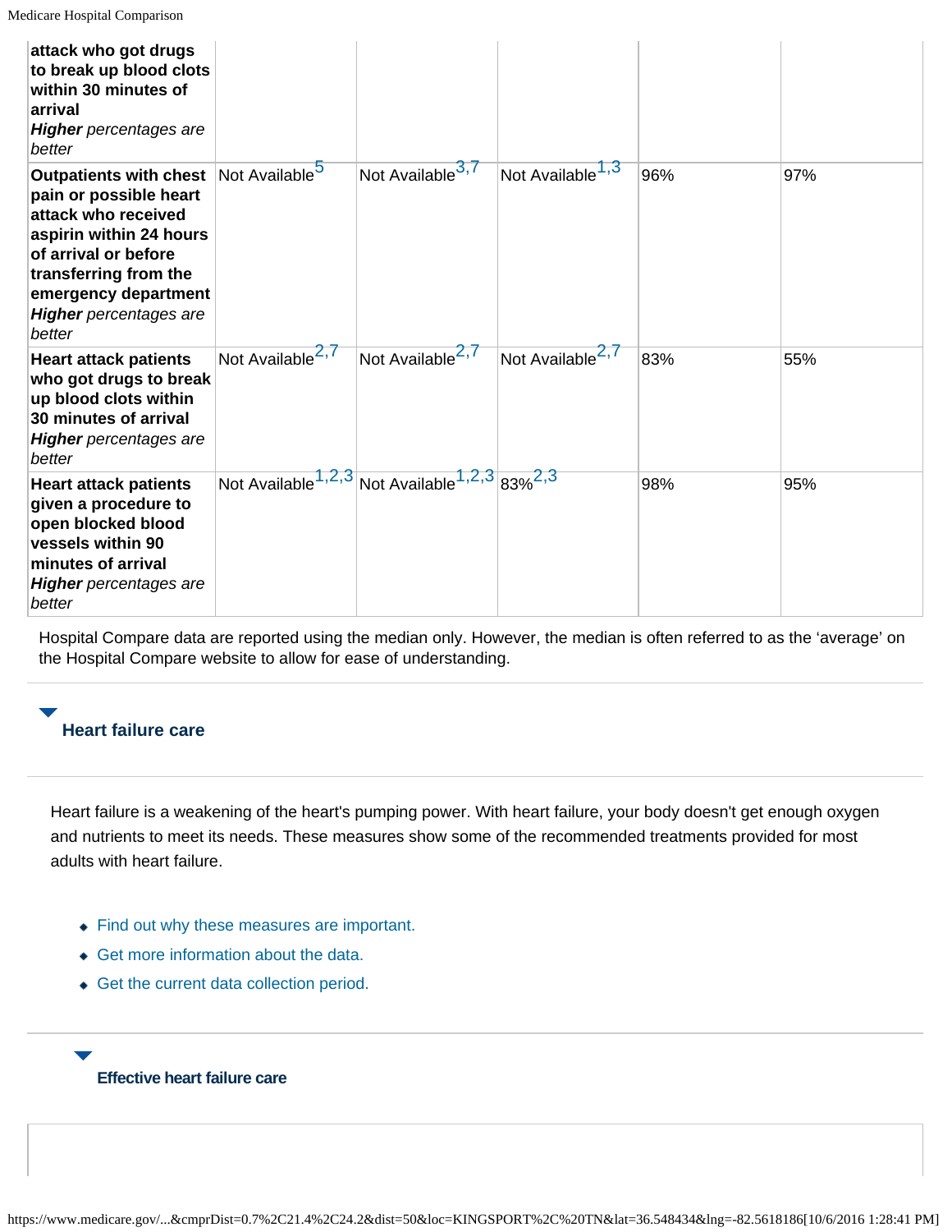| | | | | | |
|---|---|---|---|---|---|
| **attack who got drugs to break up blood clots within 30 minutes of arrival** ***Higher*** *percentages are better* | | | | | |
| **Outpatients with chest pain or possible heart attack who received aspirin within 24 hours of arrival or before transferring from the emergency department** ***Higher*** *percentages are better* | Not Available[5] | Not Available[3,7] | Not Available[1,3] | 96% | 97% |
| **Heart attack patients who got drugs to break up blood clots within 30 minutes of arrival** ***Higher*** *percentages are better* | Not Available[2,7] | Not Available[2,7] | Not Available[2,7] | 83% | 55% |
| **Heart attack patients given a procedure to open blocked blood vessels within 90 minutes of arrival** ***Higher*** *percentages are better* | Not Available[1,2,3] | Not Available[1,2,3] | 83%[2,3] | 98% | 95% |

Hospital Compare data are reported using the median only. However, the median is often referred to as the 'average' on the Hospital Compare website to allow for ease of understanding.

## Heart failure care

Heart failure is a weakening of the heart's pumping power. With heart failure, your body doesn't get enough oxygen and nutrients to meet its needs. These measures show some of the recommended treatments provided for most adults with heart failure.

- Find out why these measures are important.
- Get more information about the data.
- Get the current data collection period.

### Effective heart failure care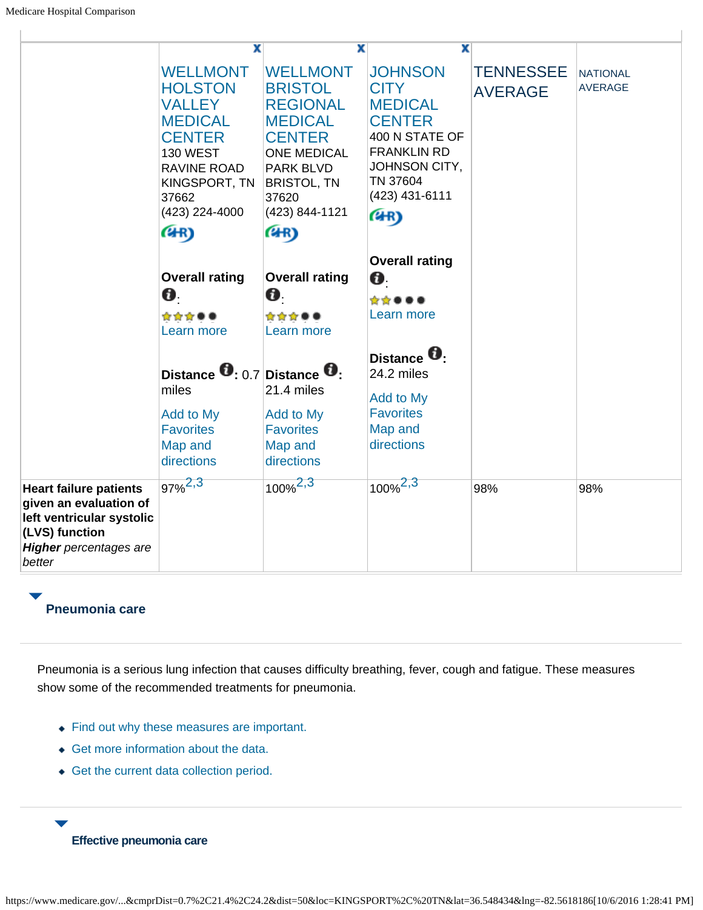| | WELLMONT HOLSTON VALLEY MEDICAL CENTER<br>130 WEST RAVINE ROAD KINGSPORT, TN 37662<br>(423) 224-4000<br><br>**Overall rating**:<br>Learn more<br><br>**Distance**: 0.7 miles<br>Add to My Favorites<br>Map and directions | WELLMONT BRISTOL REGIONAL MEDICAL CENTER<br>ONE MEDICAL PARK BLVD BRISTOL, TN 37620<br>(423) 844-1121<br><br>**Overall rating**:<br>Learn more<br><br>**Distance**: 21.4 miles<br>Add to My Favorites<br>Map and directions | JOHNSON CITY MEDICAL CENTER<br>400 N STATE OF FRANKLIN RD JOHNSON CITY, TN 37604<br>(423) 431-6111<br><br>**Overall rating**:<br>Learn more<br><br>**Distance**: 24.2 miles<br>Add to My Favorites<br>Map and directions | TENNESSEE AVERAGE | NATIONAL AVERAGE |
|---|---|---|---|---|---|
| **Heart failure patients given an evaluation of left ventricular systolic (LVS) function**<br>***Higher*** *percentages are better* | 97%[2,3] | 100%[2,3] | 100%[2,3] | 98% | 98% |

## Pneumonia care

Pneumonia is a serious lung infection that causes difficulty breathing, fever, cough and fatigue. These measures show some of the recommended treatments for pneumonia.

- Find out why these measures are important.
- Get more information about the data.
- Get the current data collection period.

### Effective pneumonia care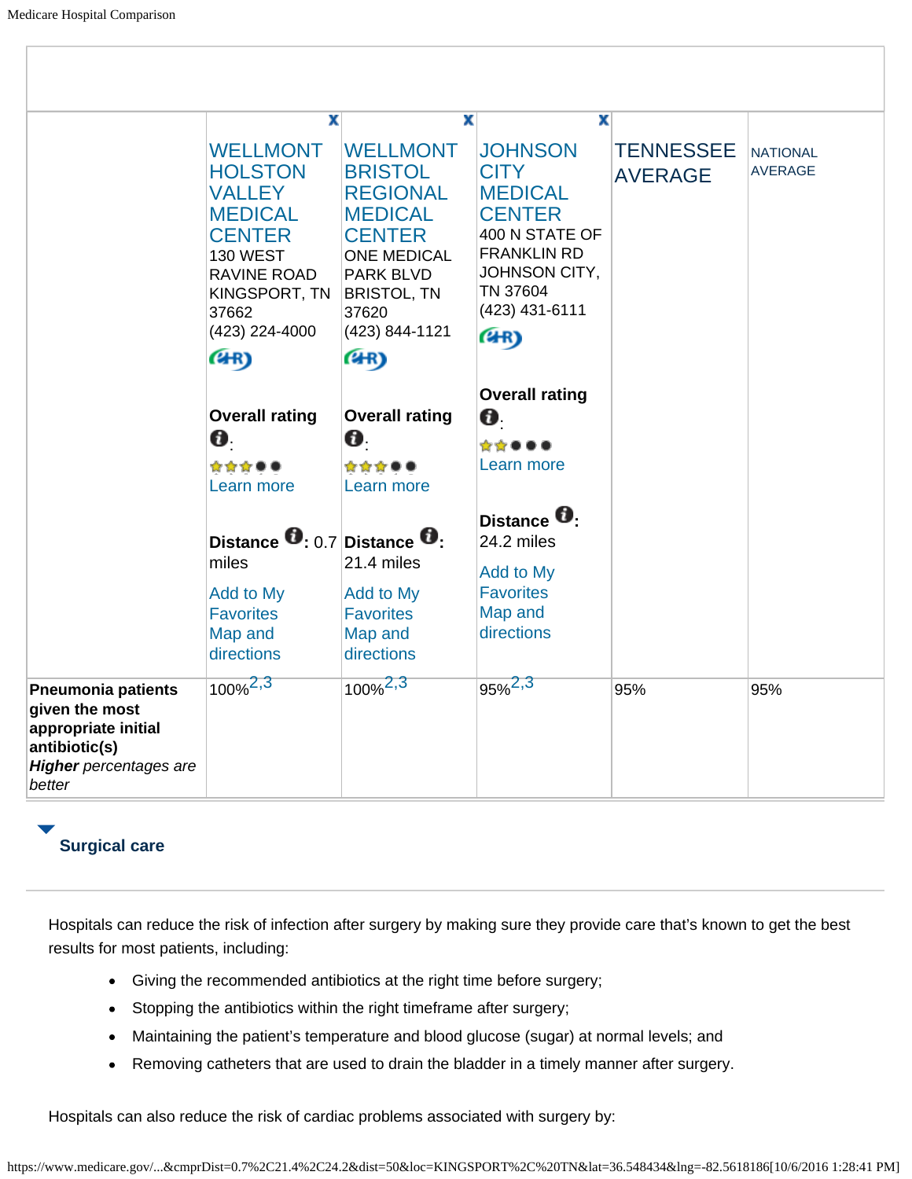| | WELLMONT HOLSTON VALLEY MEDICAL CENTER<br>130 WEST RAVINE ROAD KINGSPORT, TN 37662<br>(423) 224-4000<br>**Overall rating**:<br>Learn more<br>**Distance**: 0.7 miles<br>Add to My Favorites<br>Map and directions | WELLMONT BRISTOL REGIONAL MEDICAL CENTER<br>ONE MEDICAL PARK BLVD BRISTOL, TN 37620<br>(423) 844-1121<br>**Overall rating**:<br>Learn more<br>**Distance**: 21.4 miles<br>Add to My Favorites<br>Map and directions | JOHNSON CITY MEDICAL CENTER<br>400 N STATE OF FRANKLIN RD JOHNSON CITY, TN 37604<br>(423) 431-6111<br>**Overall rating**:<br>Learn more<br>**Distance**: 24.2 miles<br>Add to My Favorites<br>Map and directions | TENNESSEE AVERAGE | NATIONAL AVERAGE |
|---|---|---|---|---|---|
| **Pneumonia patients given the most appropriate initial antibiotic(s)**<br>***Higher*** *percentages are better* | 100%[2,3] | 100%[2,3] | 95%[2,3] | 95% | 95% |

## Surgical care

Hospitals can reduce the risk of infection after surgery by making sure they provide care that's known to get the best results for most patients, including:

- Giving the recommended antibiotics at the right time before surgery;
- Stopping the antibiotics within the right timeframe after surgery;
- Maintaining the patient's temperature and blood glucose (sugar) at normal levels; and
- Removing catheters that are used to drain the bladder in a timely manner after surgery.

Hospitals can also reduce the risk of cardiac problems associated with surgery by: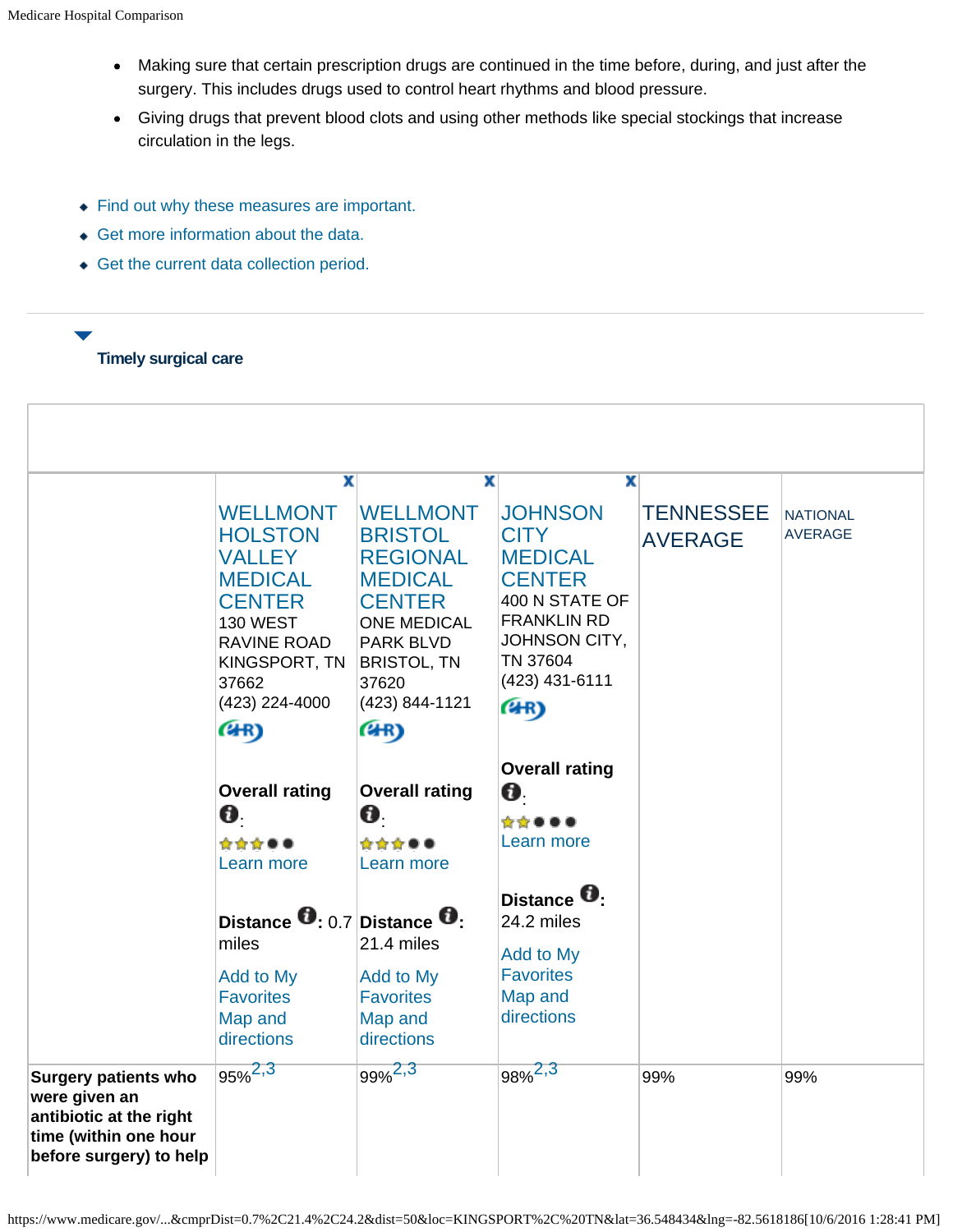- Making sure that certain prescription drugs are continued in the time before, during, and just after the surgery. This includes drugs used to control heart rhythms and blood pressure.
- Giving drugs that prevent blood clots and using other methods like special stockings that increase circulation in the legs.

- Find out why these measures are important.
- Get more information about the data.
- Get the current data collection period.

### Timely surgical care

| | WELLMONT HOLSTON VALLEY MEDICAL CENTER<br>130 WEST RAVINE ROAD<br>KINGSPORT, TN 37662<br>(423) 224-4000<br><br>**Overall rating**: ★★★●●<br>Learn more<br><br>**Distance**: 0.7 miles<br>Add to My Favorites<br>Map and directions | WELLMONT BRISTOL REGIONAL MEDICAL CENTER<br>ONE MEDICAL PARK BLVD<br>BRISTOL, TN 37620<br>(423) 844-1121<br><br>**Overall rating**: ★★★●●<br>Learn more<br><br>**Distance**: 21.4 miles<br>Add to My Favorites<br>Map and directions | JOHNSON CITY MEDICAL CENTER<br>400 N STATE OF FRANKLIN RD<br>JOHNSON CITY, TN 37604<br>(423) 431-6111<br><br>**Overall rating**: ★★●●●<br>Learn more<br><br>**Distance**: 24.2 miles<br>Add to My Favorites<br>Map and directions | TENNESSEE AVERAGE | NATIONAL AVERAGE |
|---|---|---|---|---|---|
| **Surgery patients who were given an antibiotic at the right time (within one hour before surgery) to help** | 95%[2,3] | 99%[2,3] | 98%[2,3] | 99% | 99% |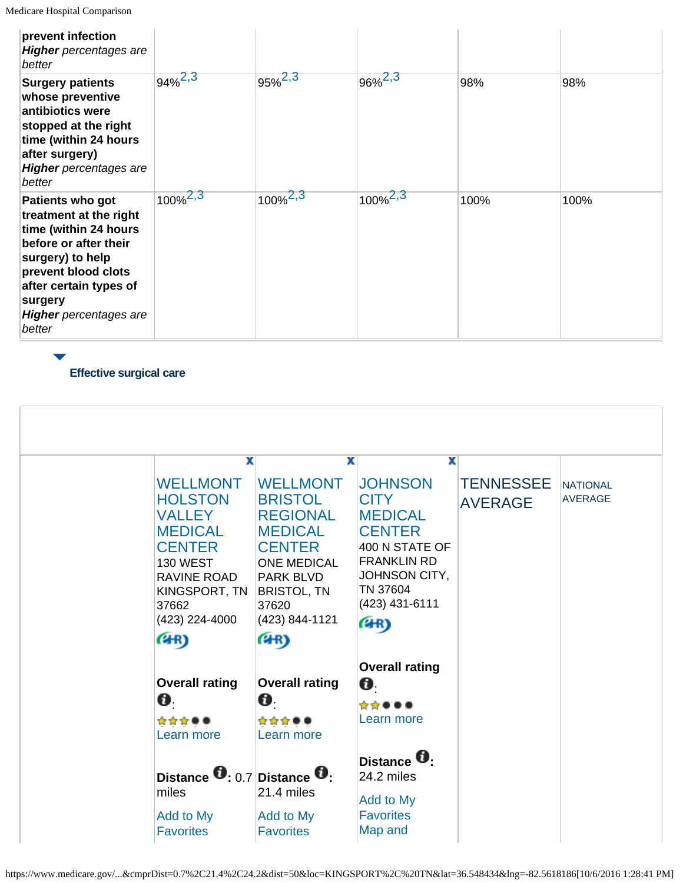| prevent infection *Higher* percentages are better | | | | | |
|---|---|---|---|---|---|
| **Surgery patients whose preventive antibiotics were stopped at the right time (within 24 hours after surgery)** *Higher* percentages are better | 94%[2,3] | 95%[2,3] | 96%[2,3] | 98% | 98% |
| **Patients who got treatment at the right time (within 24 hours before or after their surgery) to help prevent blood clots after certain types of surgery** *Higher* percentages are better | 100%[2,3] | 100%[2,3] | 100%[2,3] | 100% | 100% |

**Effective surgical care**

| | WELLMONT HOLSTON VALLEY MEDICAL CENTER | WELLMONT BRISTOL REGIONAL MEDICAL CENTER | JOHNSON CITY MEDICAL CENTER | TENNESSEE AVERAGE | NATIONAL AVERAGE |
|---|---|---|---|---|---|
| | 130 WEST RAVINE ROAD KINGSPORT, TN 37662 (423) 224-4000 | ONE MEDICAL PARK BLVD BRISTOL, TN 37620 (423) 844-1121 | 400 N STATE OF FRANKLIN RD JOHNSON CITY, TN 37604 (423) 431-6111 | | |
| | **Overall rating**: ★★★●● Learn more | **Overall rating**: ★★★●● Learn more | **Overall rating**: ★★●●● Learn more | | |
| | **Distance**: 0.7 miles | **Distance**: 21.4 miles | **Distance**: 24.2 miles | | |
| | Add to My Favorites | Add to My Favorites | Add to My Favorites Map and | | |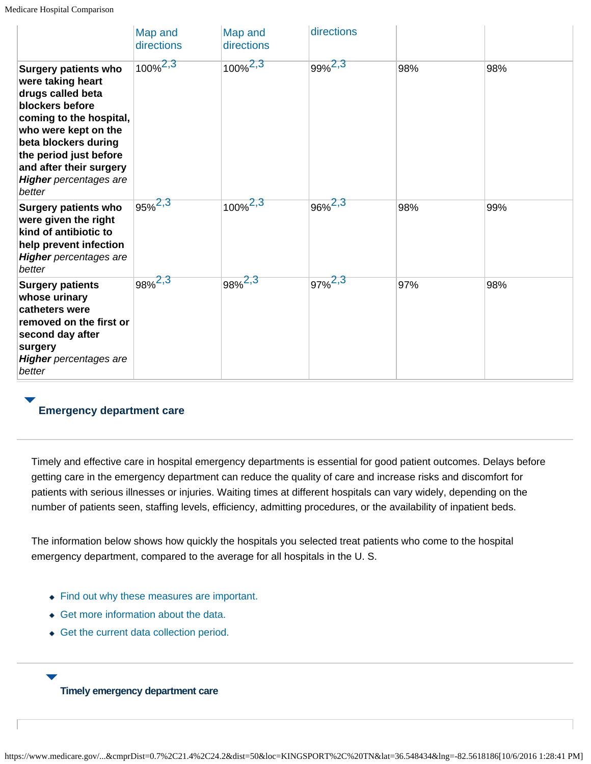| | Map and directions | Map and directions | directions | | |
|---|---|---|---|---|---|
| **Surgery patients who were taking heart drugs called beta blockers before coming to the hospital, who were kept on the beta blockers during the period just before and after their surgery** ***Higher*** *percentages are better* | 100%[2,3] | 100%[2,3] | 99%[2,3] | 98% | 98% |
| **Surgery patients who were given the right kind of antibiotic to help prevent infection** ***Higher*** *percentages are better* | 95%[2,3] | 100%[2,3] | 96%[2,3] | 98% | 99% |
| **Surgery patients whose urinary catheters were removed on the first or second day after surgery** ***Higher*** *percentages are better* | 98%[2,3] | 98%[2,3] | 97%[2,3] | 97% | 98% |

## Emergency department care

Timely and effective care in hospital emergency departments is essential for good patient outcomes. Delays before getting care in the emergency department can reduce the quality of care and increase risks and discomfort for patients with serious illnesses or injuries. Waiting times at different hospitals can vary widely, depending on the number of patients seen, staffing levels, efficiency, admitting procedures, or the availability of inpatient beds.

The information below shows how quickly the hospitals you selected treat patients who come to the hospital emergency department, compared to the average for all hospitals in the U. S.

- Find out why these measures are important.
- Get more information about the data.
- Get the current data collection period.

### Timely emergency department care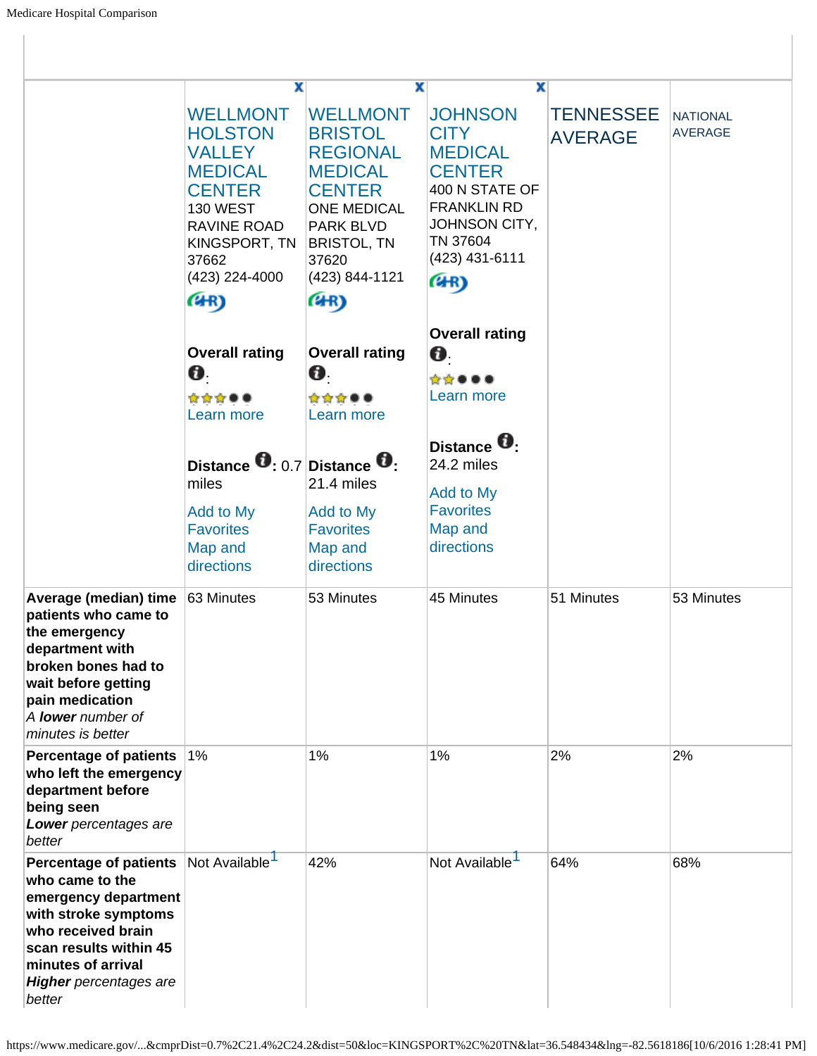| | WELLMONT HOLSTON VALLEY MEDICAL CENTER<br>130 WEST RAVINE ROAD<br>KINGSPORT, TN 37662<br>(423) 224-4000<br><br>**Overall rating**:<br>Learn more<br><br>**Distance**: 0.7 miles<br>Add to My Favorites<br>Map and directions | WELLMONT BRISTOL REGIONAL MEDICAL CENTER<br>ONE MEDICAL PARK BLVD<br>BRISTOL, TN 37620<br>(423) 844-1121<br><br>**Overall rating**:<br>Learn more<br><br>**Distance**: 21.4 miles<br>Add to My Favorites<br>Map and directions | JOHNSON CITY MEDICAL CENTER<br>400 N STATE OF FRANKLIN RD<br>JOHNSON CITY, TN 37604<br>(423) 431-6111<br><br>**Overall rating**:<br>Learn more<br><br>**Distance**: 24.2 miles<br>Add to My Favorites<br>Map and directions | TENNESSEE AVERAGE | NATIONAL AVERAGE |
|---|---|---|---|---|---|
| **Average (median) time patients who came to the emergency department with broken bones had to wait before getting pain medication**<br>*A **lower** number of minutes is better* | 63 Minutes | 53 Minutes | 45 Minutes | 51 Minutes | 53 Minutes |
| **Percentage of patients who left the emergency department before being seen**<br>***Lower** percentages are better* | 1% | 1% | 1% | 2% | 2% |
| **Percentage of patients who came to the emergency department with stroke symptoms who received brain scan results within 45 minutes of arrival**<br>***Higher** percentages are better* | Not Available[1] | 42% | Not Available[1] | 64% | 68% |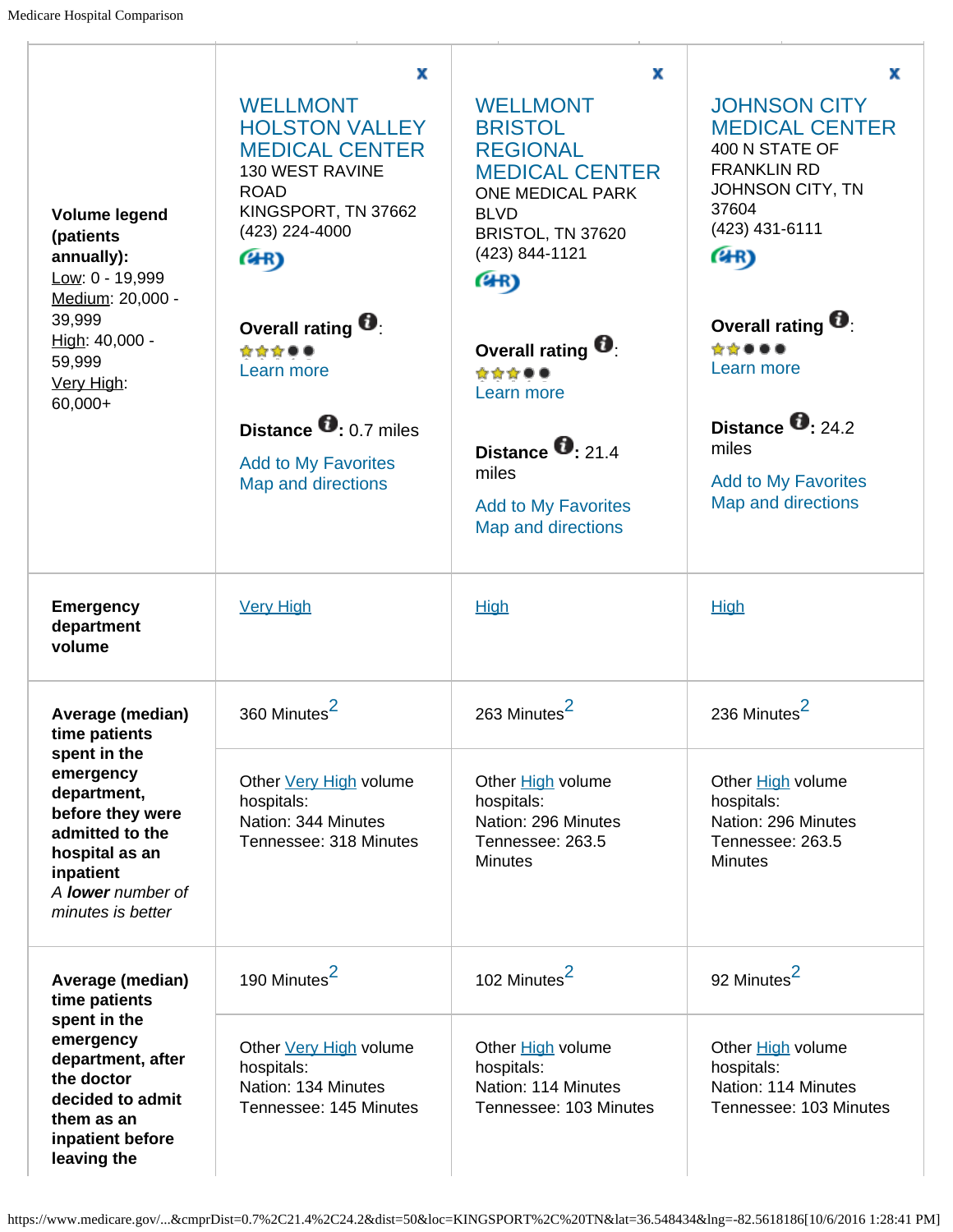| Volume legend (patients annually): Low: 0 - 19,999 Medium: 20,000 - 39,999 High: 40,000 - 59,999 Very High: 60,000+ | WELLMONT HOLSTON VALLEY MEDICAL CENTER 130 WEST RAVINE ROAD KINGSPORT, TN 37662 (423) 224-4000 **Overall rating**: Learn more **Distance**: 0.7 miles Add to My Favorites Map and directions | WELLMONT BRISTOL REGIONAL MEDICAL CENTER ONE MEDICAL PARK BLVD BRISTOL, TN 37620 (423) 844-1121 **Overall rating**: Learn more **Distance**: 21.4 miles Add to My Favorites Map and directions | JOHNSON CITY MEDICAL CENTER 400 N STATE OF FRANKLIN RD JOHNSON CITY, TN 37604 (423) 431-6111 **Overall rating**: Learn more **Distance**: 24.2 miles Add to My Favorites Map and directions |
|---|---|---|---|
| **Emergency department volume** | Very High | High | High |
| **Average (median) time patients spent in the emergency department, before they were admitted to the hospital as an inpatient** *A **lower** number of minutes is better* | 360 Minutes[2] | 263 Minutes[2] | 236 Minutes[2] |
| | Other Very High volume hospitals: Nation: 344 Minutes Tennessee: 318 Minutes | Other High volume hospitals: Nation: 296 Minutes Tennessee: 263.5 Minutes | Other High volume hospitals: Nation: 296 Minutes Tennessee: 263.5 Minutes |
| **Average (median) time patients spent in the emergency department, after the doctor decided to admit them as an inpatient before leaving the** | 190 Minutes[2] | 102 Minutes[2] | 92 Minutes[2] |
| | Other Very High volume hospitals: Nation: 134 Minutes Tennessee: 145 Minutes | Other High volume hospitals: Nation: 114 Minutes Tennessee: 103 Minutes | Other High volume hospitals: Nation: 114 Minutes Tennessee: 103 Minutes |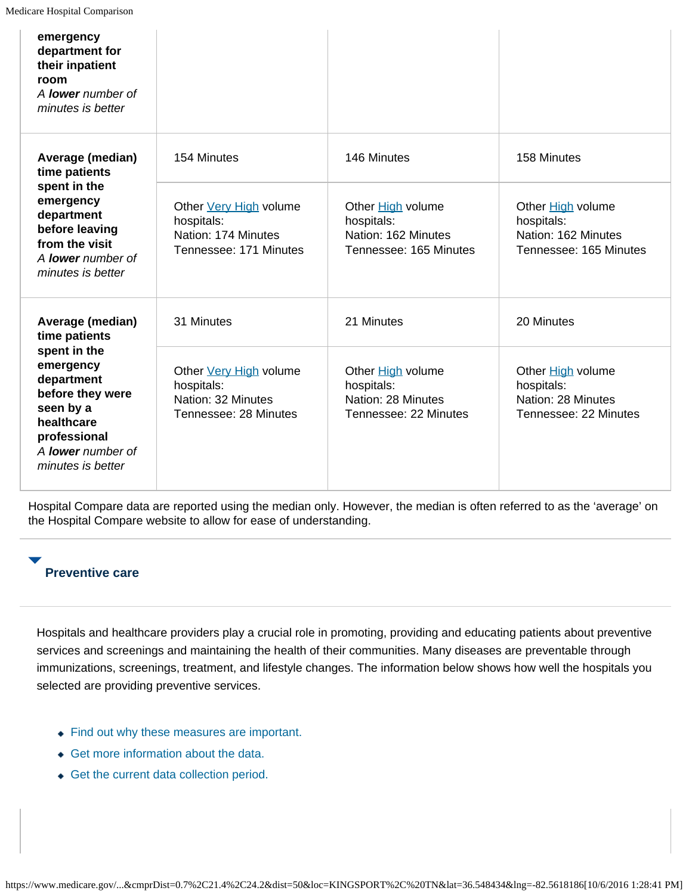| | | | |
|---|---|---|---|
| **emergency department for their inpatient room** *A **lower** number of minutes is better* | | | |
| **Average (median) time patients spent in the emergency department before leaving from the visit** *A **lower** number of minutes is better* | 154 Minutes<br><br>Other Very High volume hospitals:<br>Nation: 174 Minutes<br>Tennessee: 171 Minutes | 146 Minutes<br><br>Other High volume hospitals:<br>Nation: 162 Minutes<br>Tennessee: 165 Minutes | 158 Minutes<br><br>Other High volume hospitals:<br>Nation: 162 Minutes<br>Tennessee: 165 Minutes |
| **Average (median) time patients spent in the emergency department before they were seen by a healthcare professional** *A **lower** number of minutes is better* | 31 Minutes<br><br>Other Very High volume hospitals:<br>Nation: 32 Minutes<br>Tennessee: 28 Minutes | 21 Minutes<br><br>Other High volume hospitals:<br>Nation: 28 Minutes<br>Tennessee: 22 Minutes | 20 Minutes<br><br>Other High volume hospitals:<br>Nation: 28 Minutes<br>Tennessee: 22 Minutes |

Hospital Compare data are reported using the median only. However, the median is often referred to as the ‘average’ on the Hospital Compare website to allow for ease of understanding.

## Preventive care

Hospitals and healthcare providers play a crucial role in promoting, providing and educating patients about preventive services and screenings and maintaining the health of their communities. Many diseases are preventable through immunizations, screenings, treatment, and lifestyle changes. The information below shows how well the hospitals you selected are providing preventive services.

- Find out why these measures are important.
- Get more information about the data.
- Get the current data collection period.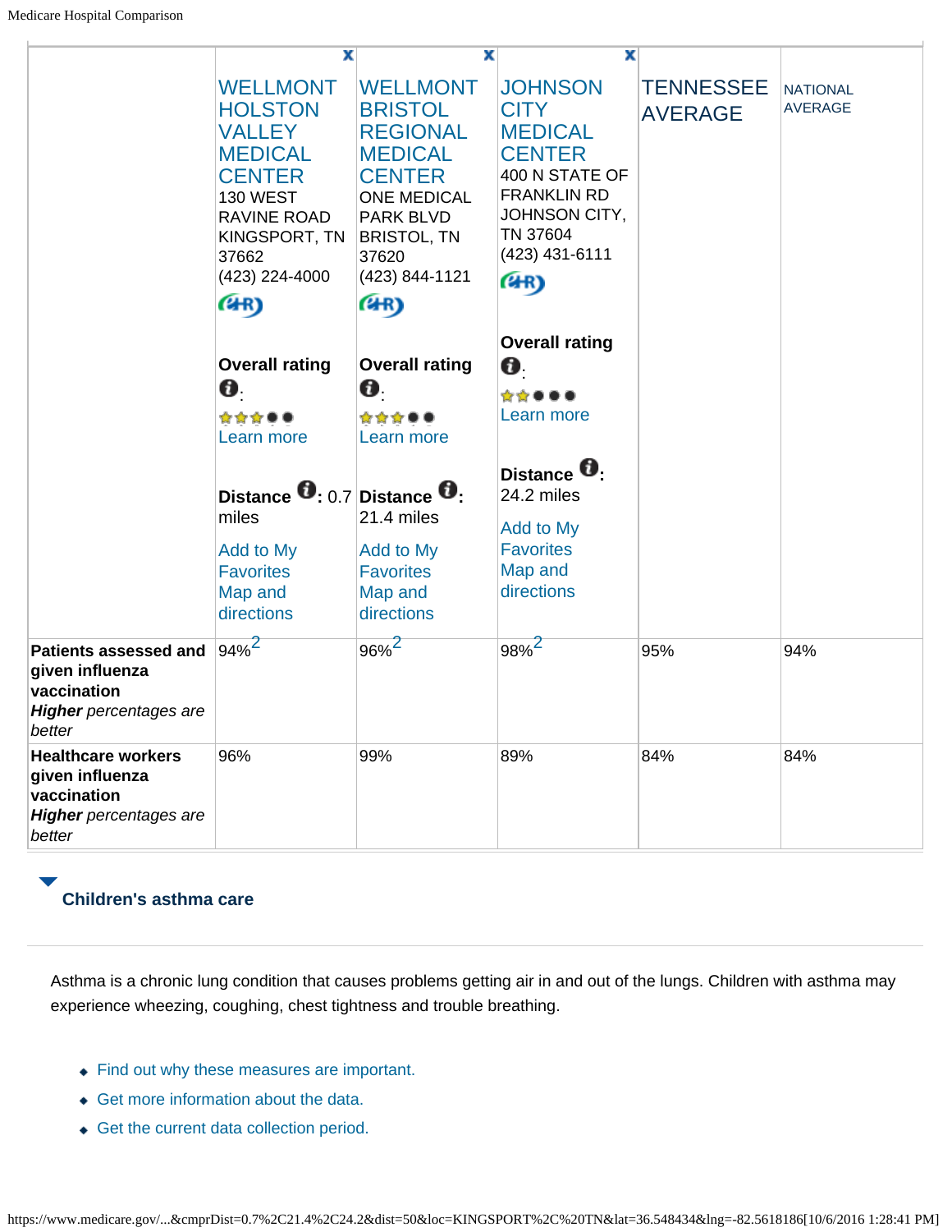| | WELLMONT HOLSTON VALLEY MEDICAL CENTER<br>130 WEST RAVINE ROAD KINGSPORT, TN 37662<br>(423) 224-4000<br><br>**Overall rating**:<br>Learn more<br><br>**Distance**: 0.7 miles<br><br>Add to My Favorites<br>Map and directions | WELLMONT BRISTOL REGIONAL MEDICAL CENTER<br>ONE MEDICAL PARK BLVD BRISTOL, TN 37620<br>(423) 844-1121<br><br>**Overall rating**:<br>Learn more<br><br>**Distance**: 21.4 miles<br><br>Add to My Favorites<br>Map and directions | JOHNSON CITY MEDICAL CENTER<br>400 N STATE OF FRANKLIN RD JOHNSON CITY, TN 37604<br>(423) 431-6111<br><br>**Overall rating**:<br>Learn more<br><br>**Distance**: 24.2 miles<br><br>Add to My Favorites<br>Map and directions | TENNESSEE AVERAGE | NATIONAL AVERAGE |
|---|---|---|---|---|---|
| **Patients assessed and given influenza vaccination**<br>***Higher*** *percentages are better* | 94%[2] | 96%[2] | 98%[2] | 95% | 94% |
| **Healthcare workers given influenza vaccination**<br>***Higher*** *percentages are better* | 96% | 99% | 89% | 84% | 84% |

### Children's asthma care

Asthma is a chronic lung condition that causes problems getting air in and out of the lungs. Children with asthma may experience wheezing, coughing, chest tightness and trouble breathing.

- Find out why these measures are important.
- Get more information about the data.
- Get the current data collection period.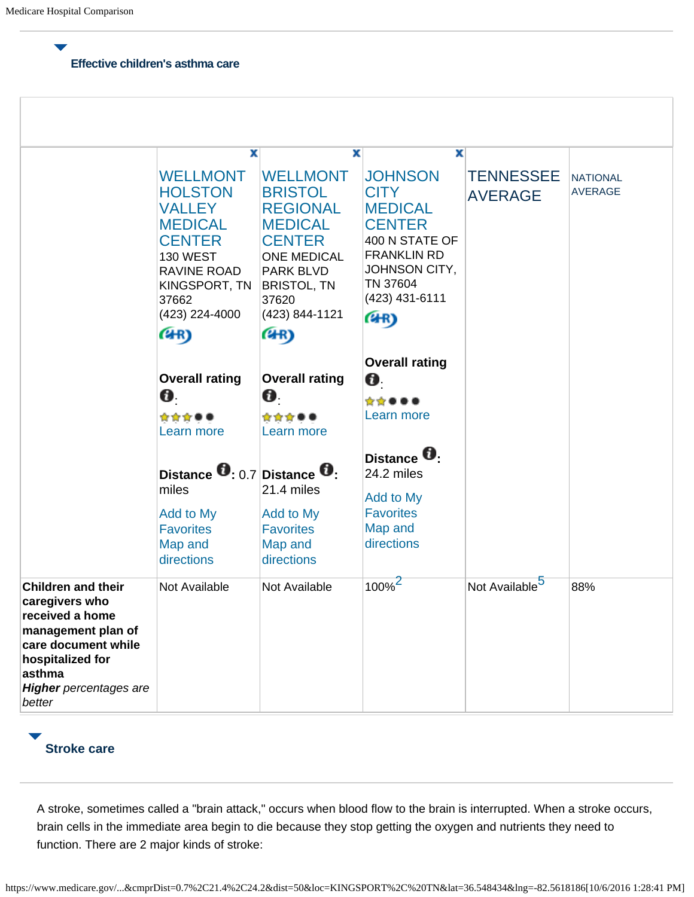### Effective children's asthma care

| | WELLMONT HOLSTON VALLEY MEDICAL CENTER<br>130 WEST RAVINE ROAD KINGSPORT, TN 37662<br>(423) 224-4000<br><br>**Overall rating** :<br>Learn more<br><br>**Distance** : 0.7 miles<br><br>Add to My Favorites<br>Map and directions | WELLMONT BRISTOL REGIONAL MEDICAL CENTER<br>ONE MEDICAL PARK BLVD BRISTOL, TN 37620<br>(423) 844-1121<br><br>**Overall rating** :<br>Learn more<br><br>**Distance** : 21.4 miles<br><br>Add to My Favorites<br>Map and directions | JOHNSON CITY MEDICAL CENTER<br>400 N STATE OF FRANKLIN RD JOHNSON CITY, TN 37604<br>(423) 431-6111<br><br>**Overall rating** :<br>Learn more<br><br>**Distance** : 24.2 miles<br><br>Add to My Favorites<br>Map and directions | TENNESSEE AVERAGE | NATIONAL AVERAGE |
|---|---|---|---|---|---|
| **Children and their caregivers who received a home management plan of care document while hospitalized for asthma**<br>***Higher*** *percentages are better* | Not Available | Not Available | 100%[2] | Not Available[5] | 88% |

### Stroke care

A stroke, sometimes called a "brain attack," occurs when blood flow to the brain is interrupted. When a stroke occurs, brain cells in the immediate area begin to die because they stop getting the oxygen and nutrients they need to function. There are 2 major kinds of stroke: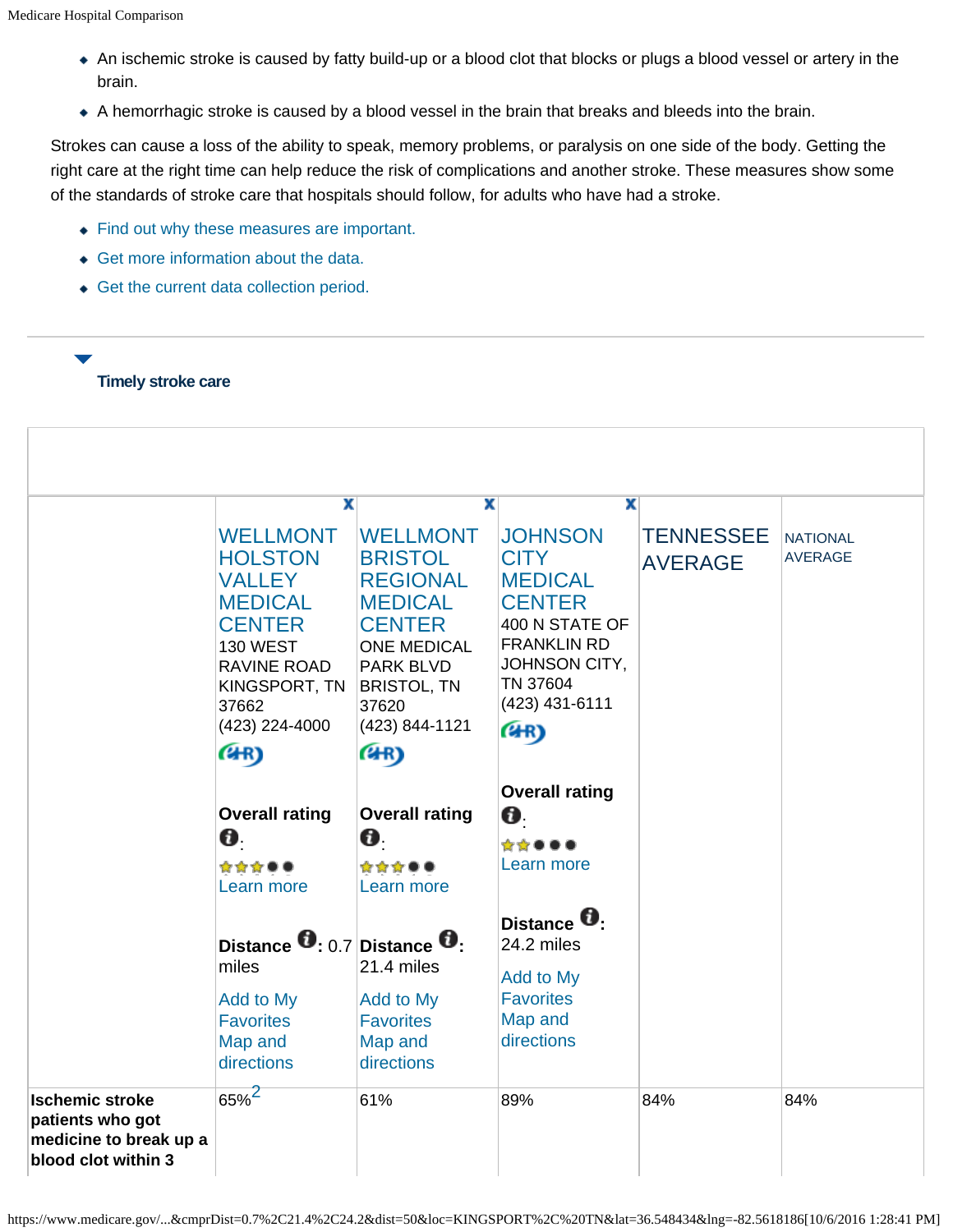- An ischemic stroke is caused by fatty build-up or a blood clot that blocks or plugs a blood vessel or artery in the brain.
- A hemorrhagic stroke is caused by a blood vessel in the brain that breaks and bleeds into the brain.

Strokes can cause a loss of the ability to speak, memory problems, or paralysis on one side of the body. Getting the right care at the right time can help reduce the risk of complications and another stroke. These measures show some of the standards of stroke care that hospitals should follow, for adults who have had a stroke.

- Find out why these measures are important.
- Get more information about the data.
- Get the current data collection period.

### Timely stroke care

| | WELLMONT HOLSTON VALLEY MEDICAL CENTER<br>130 WEST RAVINE ROAD<br>KINGSPORT, TN 37662<br>(423) 224-4000<br><br>**Overall rating**: 3 of 5 stars<br>Learn more<br><br>**Distance**: 0.7 miles<br>Add to My Favorites<br>Map and directions | WELLMONT BRISTOL REGIONAL MEDICAL CENTER<br>ONE MEDICAL PARK BLVD<br>BRISTOL, TN 37620<br>(423) 844-1121<br><br>**Overall rating**: 3 of 5 stars<br>Learn more<br><br>**Distance**: 21.4 miles<br>Add to My Favorites<br>Map and directions | JOHNSON CITY MEDICAL CENTER<br>400 N STATE OF FRANKLIN RD<br>JOHNSON CITY, TN 37604<br>(423) 431-6111<br><br>**Overall rating**: 2 of 5 stars<br>Learn more<br><br>**Distance**: 24.2 miles<br>Add to My Favorites<br>Map and directions | TENNESSEE AVERAGE | NATIONAL AVERAGE |
|---|---|---|---|---|---|
| **Ischemic stroke patients who got medicine to break up a blood clot within 3** | 65%[2] | 61% | 89% | 84% | 84% |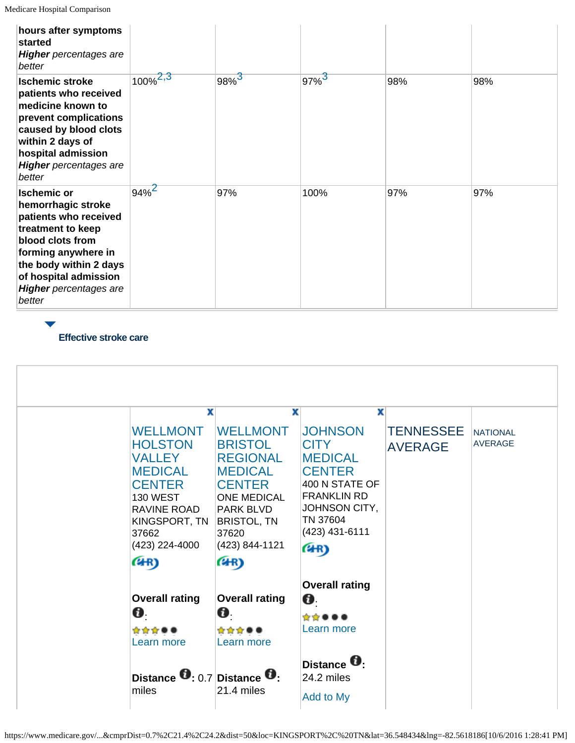| | | | | | |
|---|---|---|---|---|---|
| **hours after symptoms started** ***Higher*** *percentages are better* | | | | | |
| **Ischemic stroke patients who received medicine known to prevent complications caused by blood clots within 2 days of hospital admission** ***Higher*** *percentages are better* | 100%[2,3] | 98%[3] | 97%[3] | 98% | 98% |
| **Ischemic or hemorrhagic stroke patients who received treatment to keep blood clots from forming anywhere in the body within 2 days of hospital admission** ***Higher*** *percentages are better* | 94%[2] | 97% | 100% | 97% | 97% |

**Effective stroke care**

| | X | X | X | | |
|---|---|---|---|---|---|
| | WELLMONT HOLSTON VALLEY MEDICAL CENTER<br>130 WEST RAVINE ROAD KINGSPORT, TN 37662<br>(423) 224-4000<br><br>**Overall rating**:<br>Learn more<br><br>**Distance**: 0.7 miles | WELLMONT BRISTOL REGIONAL MEDICAL CENTER<br>ONE MEDICAL PARK BLVD BRISTOL, TN 37620<br>(423) 844-1121<br><br>**Overall rating**:<br>Learn more<br><br>**Distance**: 21.4 miles | JOHNSON CITY MEDICAL CENTER<br>400 N STATE OF FRANKLIN RD JOHNSON CITY, TN 37604<br>(423) 431-6111<br><br>**Overall rating**:<br>Learn more<br><br>**Distance**: 24.2 miles<br><br>Add to My | TENNESSEE AVERAGE | NATIONAL AVERAGE |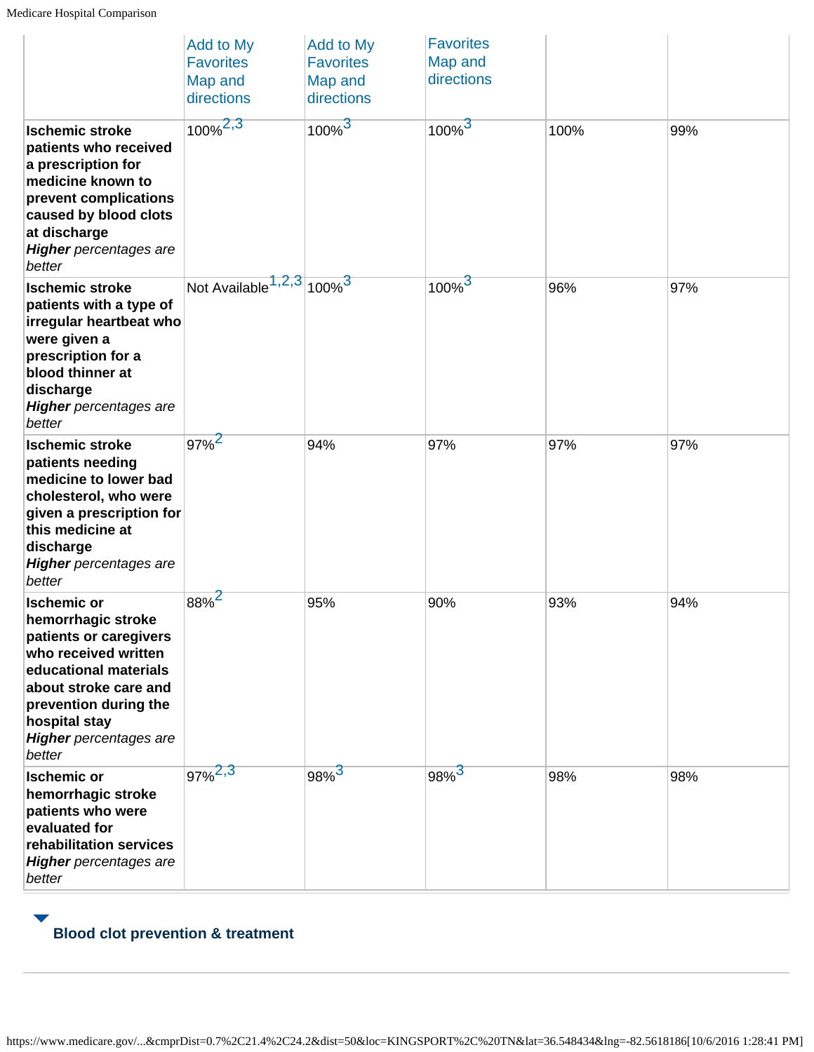| | Add to My Favorites Map and directions | Add to My Favorites Map and directions | Favorites Map and directions | | |
|---|---|---|---|---|---|
| **Ischemic stroke patients who received a prescription for medicine known to prevent complications caused by blood clots at discharge** ***Higher*** *percentages are better* | 100%[2,3] | 100%[3] | 100%[3] | 100% | 99% |
| **Ischemic stroke patients with a type of irregular heartbeat who were given a prescription for a blood thinner at discharge** ***Higher*** *percentages are better* | Not Available[1,2,3] | 100%[3] | 100%[3] | 96% | 97% |
| **Ischemic stroke patients needing medicine to lower bad cholesterol, who were given a prescription for this medicine at discharge** ***Higher*** *percentages are better* | 97%[2] | 94% | 97% | 97% | 97% |
| **Ischemic or hemorrhagic stroke patients or caregivers who received written educational materials about stroke care and prevention during the hospital stay** ***Higher*** *percentages are better* | 88%[2] | 95% | 90% | 93% | 94% |
| **Ischemic or hemorrhagic stroke patients who were evaluated for rehabilitation services** ***Higher*** *percentages are better* | 97%[2,3] | 98%[3] | 98%[3] | 98% | 98% |

**Blood clot prevention & treatment**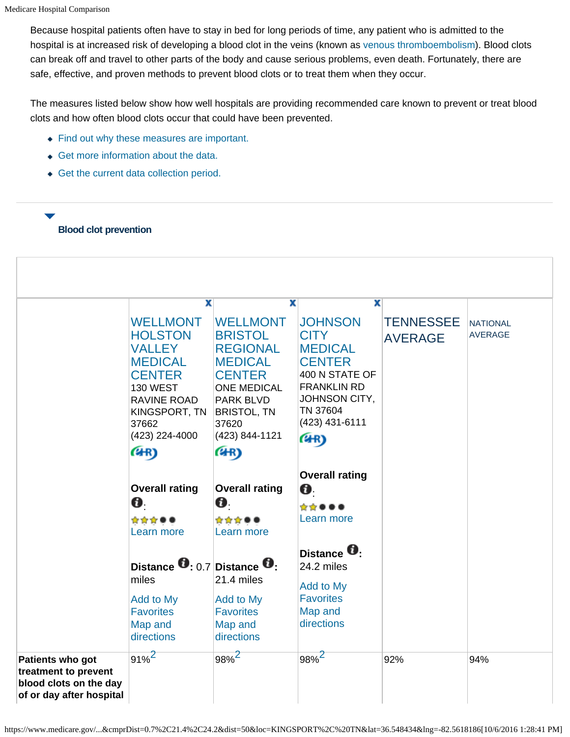Because hospital patients often have to stay in bed for long periods of time, any patient who is admitted to the hospital is at increased risk of developing a blood clot in the veins (known as venous thromboembolism). Blood clots can break off and travel to other parts of the body and cause serious problems, even death. Fortunately, there are safe, effective, and proven methods to prevent blood clots or to treat them when they occur.

The measures listed below show how well hospitals are providing recommended care known to prevent or treat blood clots and how often blood clots occur that could have been prevented.

- Find out why these measures are important.
- Get more information about the data.
- Get the current data collection period.

### Blood clot prevention

| | WELLMONT HOLSTON VALLEY MEDICAL CENTER<br>130 WEST RAVINE ROAD<br>KINGSPORT, TN 37662<br>(423) 224-4000<br><br>**Overall rating**: 3 stars<br>Learn more<br><br>**Distance**: 0.7 miles<br><br>Add to My Favorites<br>Map and directions | WELLMONT BRISTOL REGIONAL MEDICAL CENTER<br>ONE MEDICAL PARK BLVD<br>BRISTOL, TN 37620<br>(423) 844-1121<br><br>**Overall rating**: 3 stars<br>Learn more<br><br>**Distance**: 21.4 miles<br><br>Add to My Favorites<br>Map and directions | JOHNSON CITY MEDICAL CENTER<br>400 N STATE OF FRANKLIN RD<br>JOHNSON CITY, TN 37604<br>(423) 431-6111<br><br>**Overall rating**: 2 stars<br>Learn more<br><br>**Distance**: 24.2 miles<br><br>Add to My Favorites<br>Map and directions | TENNESSEE AVERAGE | NATIONAL AVERAGE |
|---|---|---|---|---|---|
| **Patients who got treatment to prevent blood clots on the day of or day after hospital** | 91%[2] | 98%[2] | 98%[2] | 92% | 94% |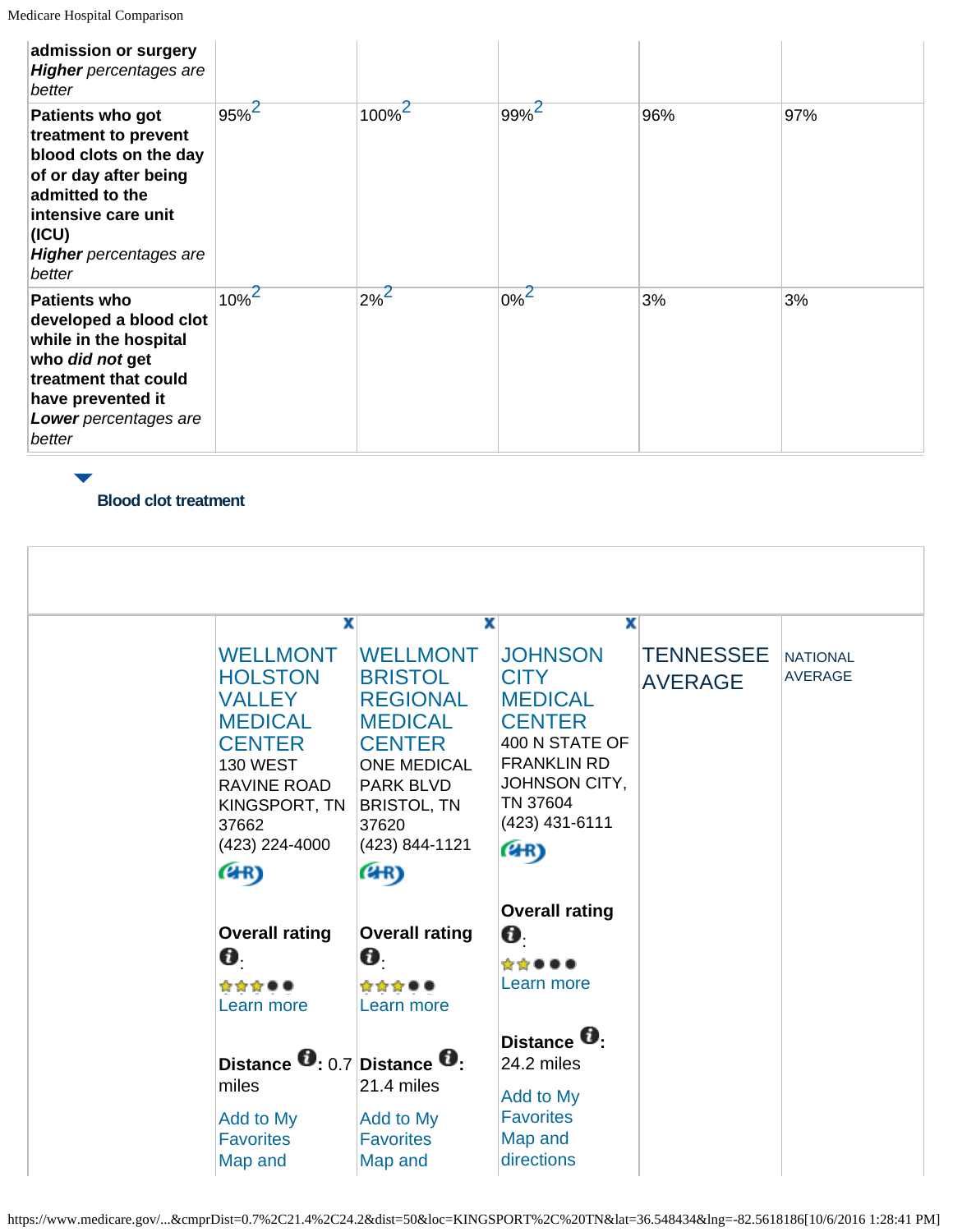| | | | | | |
|---|---|---|---|---|---|
| **admission or surgery** ***Higher*** *percentages are better* | | | | | |
| **Patients who got treatment to prevent blood clots on the day of or day after being admitted to the intensive care unit (ICU)** ***Higher*** *percentages are better* | 95%[2] | 100%[2] | 99%[2] | 96% | 97% |
| **Patients who developed a blood clot while in the hospital who *did not* get treatment that could have prevented it** ***Lower*** *percentages are better* | 10%[2] | 2%[2] | 0%[2] | 3% | 3% |

### Blood clot treatment

| | | | | | |
|---|---|---|---|---|---|
| | X WELLMONT HOLSTON VALLEY MEDICAL CENTER 130 WEST RAVINE ROAD KINGSPORT, TN 37662 (423) 224-4000 **Overall rating**: Learn more **Distance**: 0.7 miles Add to My Favorites Map and | X WELLMONT BRISTOL REGIONAL MEDICAL CENTER ONE MEDICAL PARK BLVD BRISTOL, TN 37620 (423) 844-1121 **Overall rating**: Learn more **Distance**: 21.4 miles Add to My Favorites Map and | X JOHNSON CITY MEDICAL CENTER 400 N STATE OF FRANKLIN RD JOHNSON CITY, TN 37604 (423) 431-6111 **Overall rating**: Learn more **Distance**: 24.2 miles Add to My Favorites Map and directions | TENNESSEE AVERAGE | NATIONAL AVERAGE |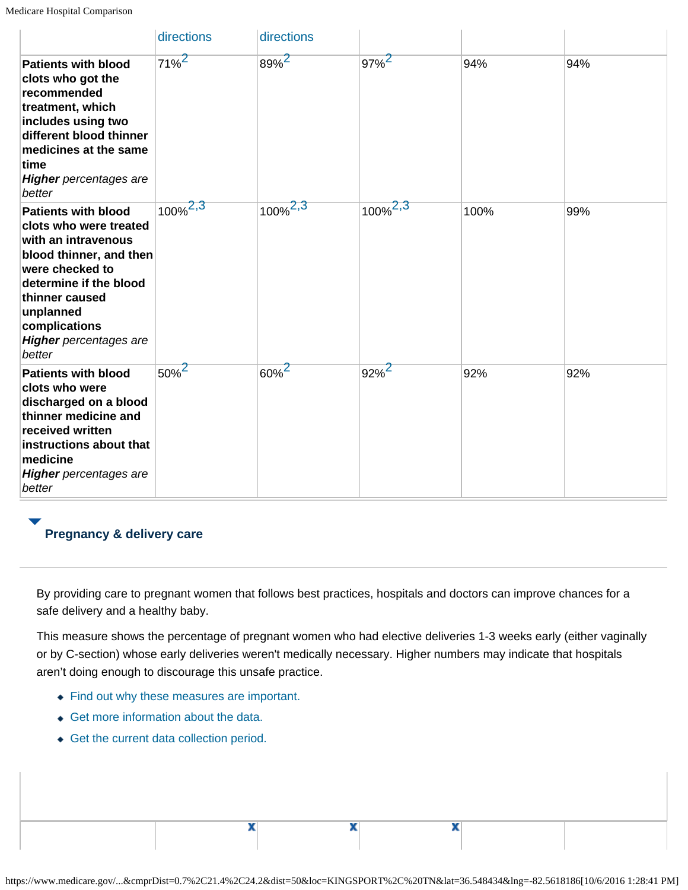| | directions | directions | | | |
|---|---|---|---|---|---|
| **Patients with blood clots who got the recommended treatment, which includes using two different blood thinner medicines at the same time** ***Higher*** *percentages are better* | 71%[2] | 89%[2] | 97%[2] | 94% | 94% |
| **Patients with blood clots who were treated with an intravenous blood thinner, and then were checked to determine if the blood thinner caused unplanned complications** ***Higher*** *percentages are better* | 100%[2,3] | 100%[2,3] | 100%[2,3] | 100% | 99% |
| **Patients with blood clots who were discharged on a blood thinner medicine and received written instructions about that medicine** ***Higher*** *percentages are better* | 50%[2] | 60%[2] | 92%[2] | 92% | 92% |

### Pregnancy & delivery care

By providing care to pregnant women that follows best practices, hospitals and doctors can improve chances for a safe delivery and a healthy baby.

This measure shows the percentage of pregnant women who had elective deliveries 1-3 weeks early (either vaginally or by C-section) whose early deliveries weren't medically necessary. Higher numbers may indicate that hospitals aren't doing enough to discourage this unsafe practice.

- Find out why these measures are important.
- Get more information about the data.
- Get the current data collection period.

| | x | x | x | | |
|---|---|---|---|---|---|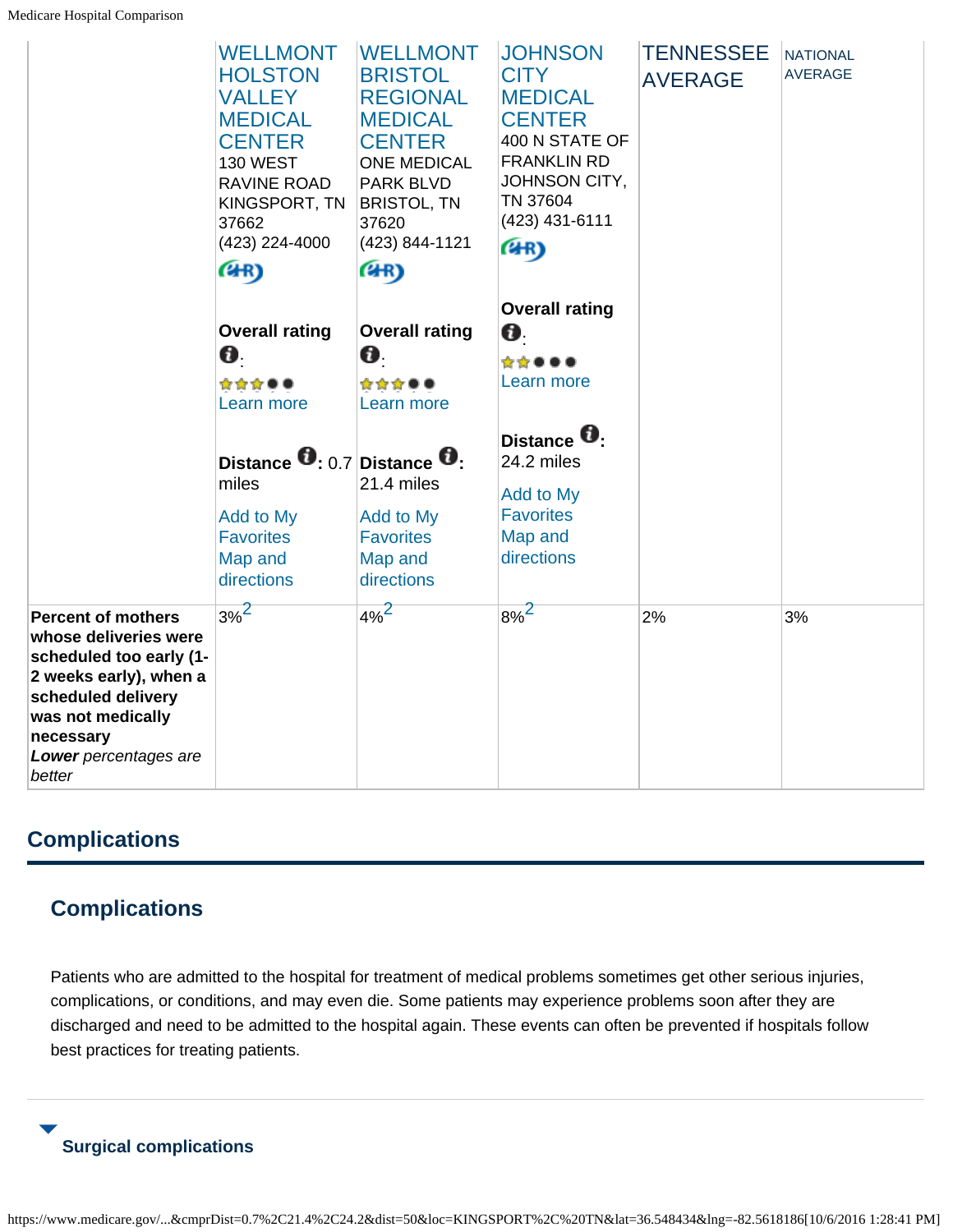| | WELLMONT HOLSTON VALLEY MEDICAL CENTER<br>130 WEST RAVINE ROAD<br>KINGSPORT, TN 37662<br>(423) 224-4000<br><br>**Overall rating** :<br>Learn more<br><br>**Distance** : 0.7 miles<br>Add to My Favorites<br>Map and directions | WELLMONT BRISTOL REGIONAL MEDICAL CENTER<br>ONE MEDICAL PARK BLVD<br>BRISTOL, TN 37620<br>(423) 844-1121<br><br>**Overall rating** :<br>Learn more<br><br>**Distance** : 21.4 miles<br>Add to My Favorites<br>Map and directions | JOHNSON CITY MEDICAL CENTER<br>400 N STATE OF FRANKLIN RD<br>JOHNSON CITY, TN 37604<br>(423) 431-6111<br><br>**Overall rating** :<br>Learn more<br><br>**Distance** : 24.2 miles<br>Add to My Favorites<br>Map and directions | TENNESSEE AVERAGE | NATIONAL AVERAGE |
|---|---|---|---|---|---|
| **Percent of mothers whose deliveries were scheduled too early (1-2 weeks early), when a scheduled delivery was not medically necessary**<br>***Lower*** *percentages are better* | 3%[2] | 4%[2] | 8%[2] | 2% | 3% |

## Complications

### Complications

Patients who are admitted to the hospital for treatment of medical problems sometimes get other serious injuries, complications, or conditions, and may even die. Some patients may experience problems soon after they are discharged and need to be admitted to the hospital again. These events can often be prevented if hospitals follow best practices for treating patients.

**Surgical complications**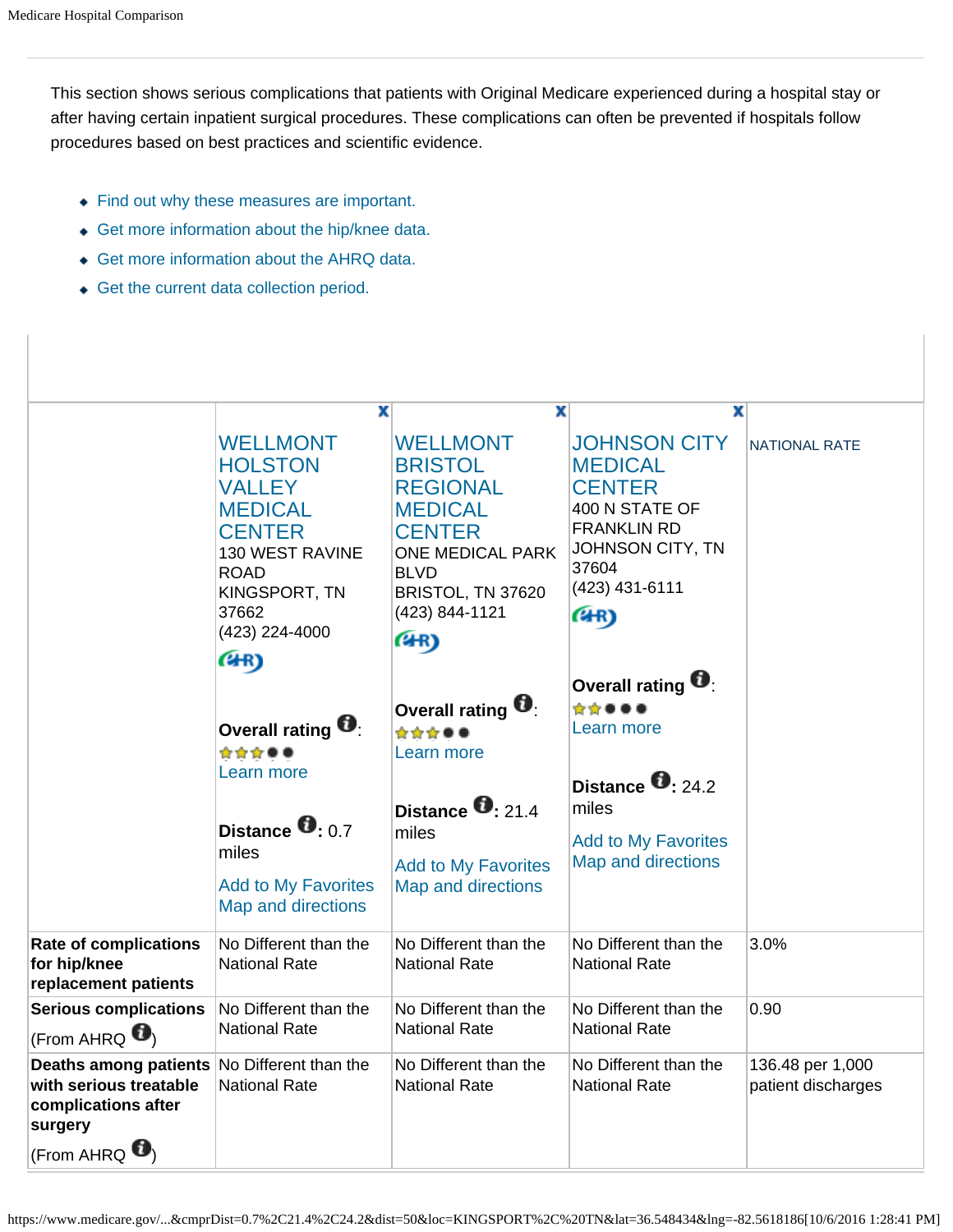This section shows serious complications that patients with Original Medicare experienced during a hospital stay or after having certain inpatient surgical procedures. These complications can often be prevented if hospitals follow procedures based on best practices and scientific evidence.

- Find out why these measures are important.
- Get more information about the hip/knee data.
- Get more information about the AHRQ data.
- Get the current data collection period.

| | WELLMONT HOLSTON VALLEY MEDICAL CENTER<br>130 WEST RAVINE ROAD<br>KINGSPORT, TN 37662<br>(423) 224-4000<br>**Overall rating**: 3 stars<br>Learn more<br>**Distance**: 0.7 miles<br>Add to My Favorites<br>Map and directions | WELLMONT BRISTOL REGIONAL MEDICAL CENTER<br>ONE MEDICAL PARK BLVD<br>BRISTOL, TN 37620<br>(423) 844-1121<br>**Overall rating**: 3 stars<br>Learn more<br>**Distance**: 21.4 miles<br>Add to My Favorites<br>Map and directions | JOHNSON CITY MEDICAL CENTER<br>400 N STATE OF FRANKLIN RD<br>JOHNSON CITY, TN 37604<br>(423) 431-6111<br>**Overall rating**: 2 stars<br>Learn more<br>**Distance**: 24.2 miles<br>Add to My Favorites<br>Map and directions | NATIONAL RATE |
|---|---|---|---|---|
| **Rate of complications for hip/knee replacement patients** | No Different than the National Rate | No Different than the National Rate | No Different than the National Rate | 3.0% |
| **Serious complications** (From AHRQ) | No Different than the National Rate | No Different than the National Rate | No Different than the National Rate | 0.90 |
| **Deaths among patients with serious treatable complications after surgery** (From AHRQ) | No Different than the National Rate | No Different than the National Rate | No Different than the National Rate | 136.48 per 1,000 patient discharges |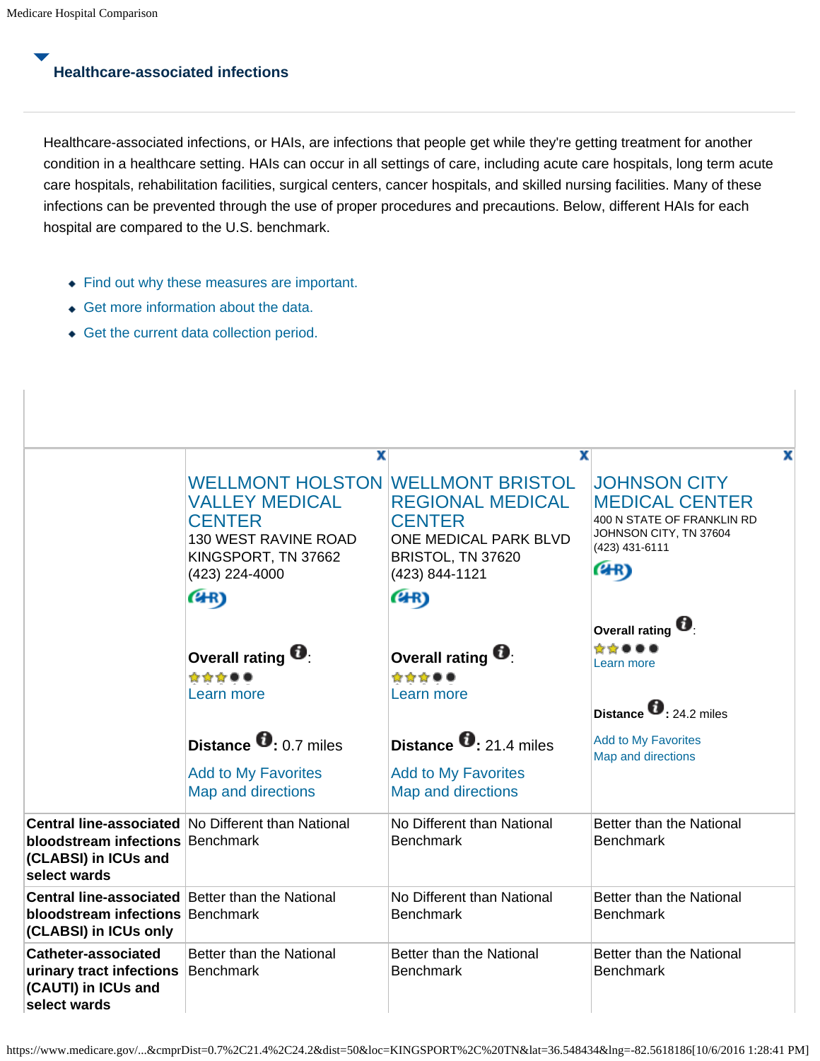## Healthcare-associated infections

Healthcare-associated infections, or HAIs, are infections that people get while they're getting treatment for another condition in a healthcare setting. HAIs can occur in all settings of care, including acute care hospitals, long term acute care hospitals, rehabilitation facilities, surgical centers, cancer hospitals, and skilled nursing facilities. Many of these infections can be prevented through the use of proper procedures and precautions. Below, different HAIs for each hospital are compared to the U.S. benchmark.

- Find out why these measures are important.
- Get more information about the data.
- Get the current data collection period.

| | WELLMONT HOLSTON VALLEY MEDICAL CENTER<br>130 WEST RAVINE ROAD<br>KINGSPORT, TN 37662<br>(423) 224-4000<br><br>**Overall rating**:<br>Learn more<br><br>**Distance**: 0.7 miles<br>Add to My Favorites<br>Map and directions | WELLMONT BRISTOL REGIONAL MEDICAL CENTER<br>ONE MEDICAL PARK BLVD<br>BRISTOL, TN 37620<br>(423) 844-1121<br><br>**Overall rating**:<br>Learn more<br><br>**Distance**: 21.4 miles<br>Add to My Favorites<br>Map and directions | JOHNSON CITY MEDICAL CENTER<br>400 N STATE OF FRANKLIN RD<br>JOHNSON CITY, TN 37604<br>(423) 431-6111<br><br>**Overall rating**:<br>Learn more<br><br>**Distance**: 24.2 miles<br>Add to My Favorites<br>Map and directions |
|---|---|---|---|
| **Central line-associated bloodstream infections (CLABSI) in ICUs and select wards** | No Different than National Benchmark | No Different than National Benchmark | Better than the National Benchmark |
| **Central line-associated bloodstream infections (CLABSI) in ICUs only** | Better than the National Benchmark | No Different than National Benchmark | Better than the National Benchmark |
| **Catheter-associated urinary tract infections (CAUTI) in ICUs and select wards** | Better than the National Benchmark | Better than the National Benchmark | Better than the National Benchmark |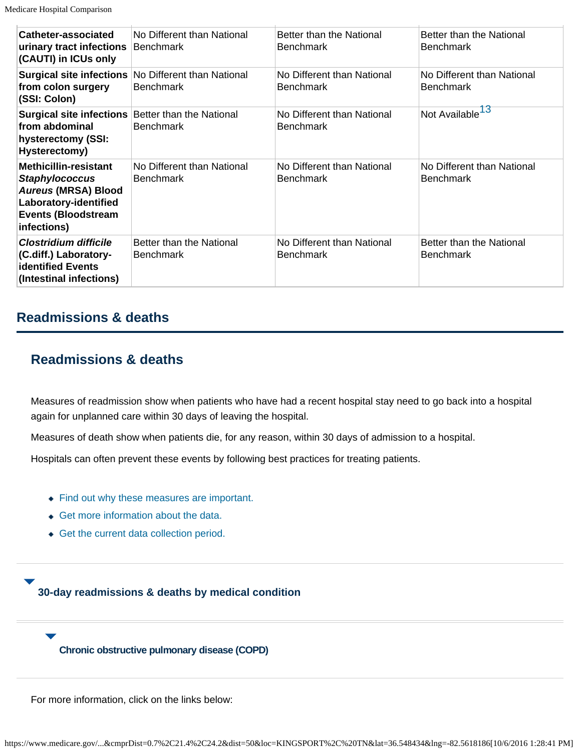| | | | |
|---|---|---|---|
| **Catheter-associated urinary tract infections (CAUTI) in ICUs only** | No Different than National Benchmark | Better than the National Benchmark | Better than the National Benchmark |
| **Surgical site infections from colon surgery (SSI: Colon)** | No Different than National Benchmark | No Different than National Benchmark | No Different than National Benchmark |
| **Surgical site infections from abdominal hysterectomy (SSI: Hysterectomy)** | Better than the National Benchmark | No Different than National Benchmark | Not Available[13] |
| **Methicillin-resistant *Staphylococcus Aureus* (MRSA) Blood Laboratory-identified Events (Bloodstream infections)** | No Different than National Benchmark | No Different than National Benchmark | No Different than National Benchmark |
| ***Clostridium difficile* (C.diff.) Laboratory-identified Events (Intestinal infections)** | Better than the National Benchmark | No Different than National Benchmark | Better than the National Benchmark |

## Readmissions & deaths

## Readmissions & deaths

Measures of readmission show when patients who have had a recent hospital stay need to go back into a hospital again for unplanned care within 30 days of leaving the hospital.

Measures of death show when patients die, for any reason, within 30 days of admission to a hospital.

Hospitals can often prevent these events by following best practices for treating patients.

- Find out why these measures are important.
- Get more information about the data.
- Get the current data collection period.

### 30-day readmissions & deaths by medical condition

#### Chronic obstructive pulmonary disease (COPD)

For more information, click on the links below: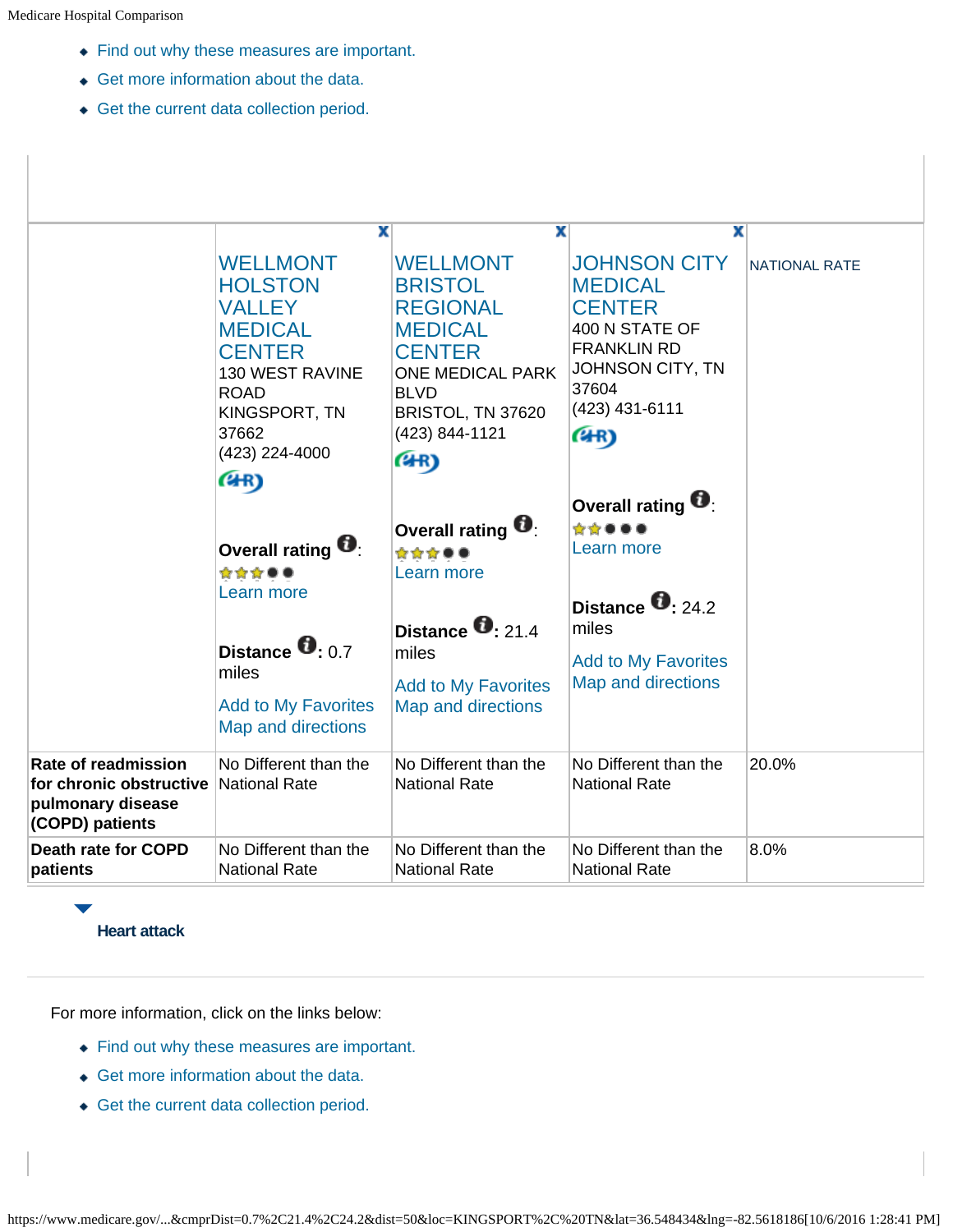- Find out why these measures are important.
- Get more information about the data.
- Get the current data collection period.

| | WELLMONT HOLSTON VALLEY MEDICAL CENTER<br>130 WEST RAVINE ROAD<br>KINGSPORT, TN 37662<br>(423) 224-4000<br>**Overall rating**: ★★★●●<br>Learn more<br>**Distance**: 0.7 miles<br>Add to My Favorites<br>Map and directions | WELLMONT BRISTOL REGIONAL MEDICAL CENTER<br>ONE MEDICAL PARK BLVD<br>BRISTOL, TN 37620<br>(423) 844-1121<br>**Overall rating**: ★★★●●<br>Learn more<br>**Distance**: 21.4 miles<br>Add to My Favorites<br>Map and directions | JOHNSON CITY MEDICAL CENTER<br>400 N STATE OF FRANKLIN RD<br>JOHNSON CITY, TN 37604<br>(423) 431-6111<br>**Overall rating**: ★★●●●<br>Learn more<br>**Distance**: 24.2 miles<br>Add to My Favorites<br>Map and directions | NATIONAL RATE |
|---|---|---|---|---|
| **Rate of readmission for chronic obstructive pulmonary disease (COPD) patients** | No Different than the National Rate | No Different than the National Rate | No Different than the National Rate | 20.0% |
| **Death rate for COPD patients** | No Different than the National Rate | No Different than the National Rate | No Different than the National Rate | 8.0% |

**Heart attack**

For more information, click on the links below:

- Find out why these measures are important.
- Get more information about the data.
- Get the current data collection period.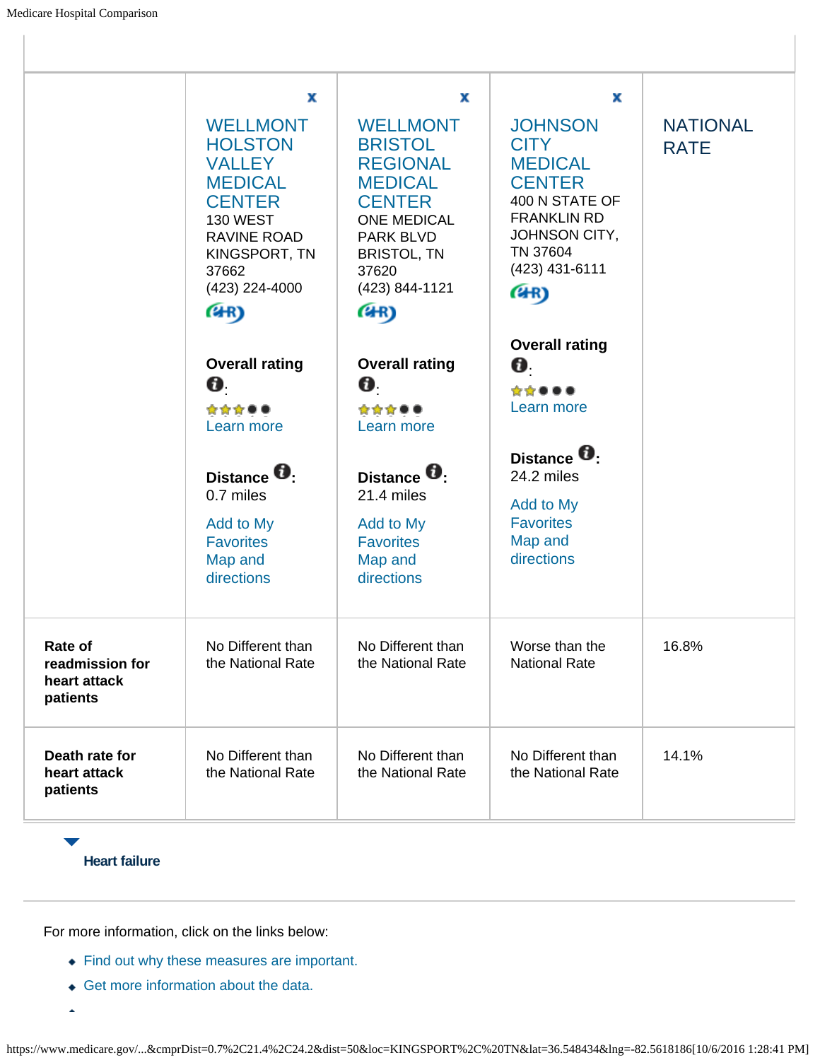| | x<br>WELLMONT HOLSTON VALLEY MEDICAL CENTER<br>130 WEST RAVINE ROAD<br>KINGSPORT, TN 37662<br>(423) 224-4000<br><br>**Overall rating** :<br>★★★●●<br>Learn more<br><br>**Distance** :<br>0.7 miles<br><br>Add to My Favorites<br>Map and directions | x<br>WELLMONT BRISTOL REGIONAL MEDICAL CENTER<br>ONE MEDICAL PARK BLVD<br>BRISTOL, TN 37620<br>(423) 844-1121<br><br>**Overall rating** :<br>★★★●●<br>Learn more<br><br>**Distance** :<br>21.4 miles<br><br>Add to My Favorites<br>Map and directions | x<br>JOHNSON CITY MEDICAL CENTER<br>400 N STATE OF FRANKLIN RD<br>JOHNSON CITY, TN 37604<br>(423) 431-6111<br><br>**Overall rating** :<br>★★●●●<br>Learn more<br><br>**Distance** :<br>24.2 miles<br><br>Add to My Favorites<br>Map and directions | NATIONAL RATE |
|---|---|---|---|---|
| **Rate of readmission for heart attack patients** | No Different than the National Rate | No Different than the National Rate | Worse than the National Rate | 16.8% |
| **Death rate for heart attack patients** | No Different than the National Rate | No Different than the National Rate | No Different than the National Rate | 14.1% |

**Heart failure**

For more information, click on the links below:

- Find out why these measures are important.
- Get more information about the data.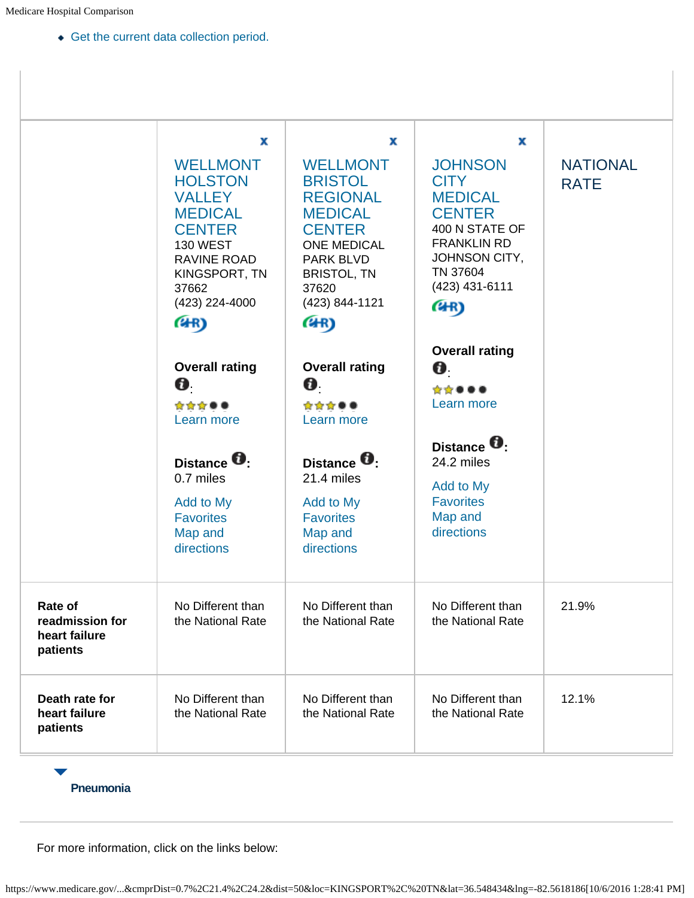- Get the current data collection period.

| | x WELLMONT HOLSTON VALLEY MEDICAL CENTER 130 WEST RAVINE ROAD KINGSPORT, TN 37662 (423) 224-4000 **Overall rating**: Learn more **Distance**: 0.7 miles Add to My Favorites Map and directions | x WELLMONT BRISTOL REGIONAL MEDICAL CENTER ONE MEDICAL PARK BLVD BRISTOL, TN 37620 (423) 844-1121 **Overall rating**: Learn more **Distance**: 21.4 miles Add to My Favorites Map and directions | x JOHNSON CITY MEDICAL CENTER 400 N STATE OF FRANKLIN RD JOHNSON CITY, TN 37604 (423) 431-6111 **Overall rating**: Learn more **Distance**: 24.2 miles Add to My Favorites Map and directions | NATIONAL RATE |
|---|---|---|---|---|
| **Rate of readmission for heart failure patients** | No Different than the National Rate | No Different than the National Rate | No Different than the National Rate | 21.9% |
| **Death rate for heart failure patients** | No Different than the National Rate | No Different than the National Rate | No Different than the National Rate | 12.1% |

**Pneumonia**

For more information, click on the links below: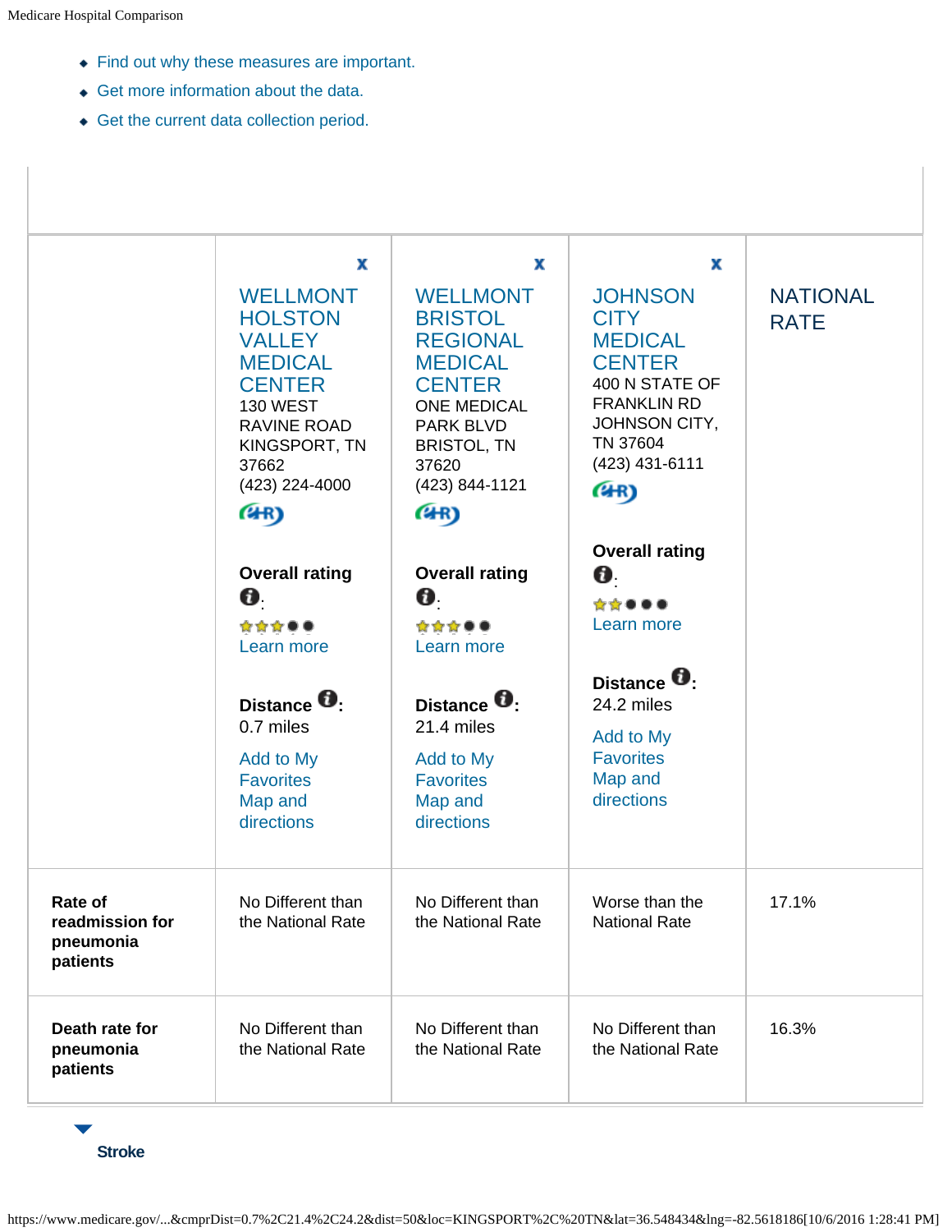- Find out why these measures are important.
- Get more information about the data.
- Get the current data collection period.

| | WELLMONT HOLSTON VALLEY MEDICAL CENTER<br>130 WEST RAVINE ROAD<br>KINGSPORT, TN 37662<br>(423) 224-4000<br><br>**Overall rating**:<br>Learn more<br><br>**Distance**:<br>0.7 miles<br>Add to My Favorites<br>Map and directions | WELLMONT BRISTOL REGIONAL MEDICAL CENTER<br>ONE MEDICAL PARK BLVD<br>BRISTOL, TN 37620<br>(423) 844-1121<br><br>**Overall rating**:<br>Learn more<br><br>**Distance**:<br>21.4 miles<br>Add to My Favorites<br>Map and directions | JOHNSON CITY MEDICAL CENTER<br>400 N STATE OF FRANKLIN RD<br>JOHNSON CITY, TN 37604<br>(423) 431-6111<br><br>**Overall rating**:<br>Learn more<br><br>**Distance**:<br>24.2 miles<br>Add to My Favorites<br>Map and directions | NATIONAL RATE |
|---|---|---|---|---|
| **Rate of readmission for pneumonia patients** | No Different than the National Rate | No Different than the National Rate | Worse than the National Rate | 17.1% |
| **Death rate for pneumonia patients** | No Different than the National Rate | No Different than the National Rate | No Different than the National Rate | 16.3% |

**Stroke**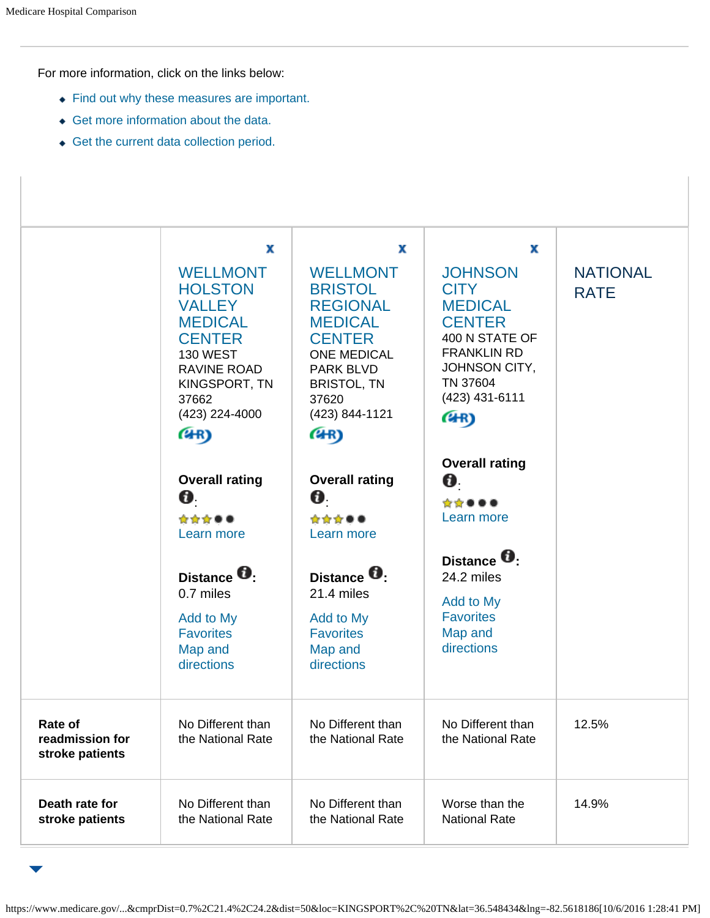For more information, click on the links below:

- Find out why these measures are important.
- Get more information about the data.
- Get the current data collection period.

| | WELLMONT HOLSTON VALLEY MEDICAL CENTER<br>130 WEST RAVINE ROAD<br>KINGSPORT, TN 37662<br>(423) 224-4000<br><br>**Overall rating**: 3 stars<br>Learn more<br><br>**Distance**: 0.7 miles<br>Add to My Favorites<br>Map and directions | WELLMONT BRISTOL REGIONAL MEDICAL CENTER<br>ONE MEDICAL PARK BLVD<br>BRISTOL, TN 37620<br>(423) 844-1121<br><br>**Overall rating**: 3 stars<br>Learn more<br><br>**Distance**: 21.4 miles<br>Add to My Favorites<br>Map and directions | JOHNSON CITY MEDICAL CENTER<br>400 N STATE OF FRANKLIN RD<br>JOHNSON CITY, TN 37604<br>(423) 431-6111<br><br>**Overall rating**: 2 stars<br>Learn more<br><br>**Distance**: 24.2 miles<br>Add to My Favorites<br>Map and directions | NATIONAL RATE |
|---|---|---|---|---|
| **Rate of readmission for stroke patients** | No Different than the National Rate | No Different than the National Rate | No Different than the National Rate | 12.5% |
| **Death rate for stroke patients** | No Different than the National Rate | No Different than the National Rate | Worse than the National Rate | 14.9% |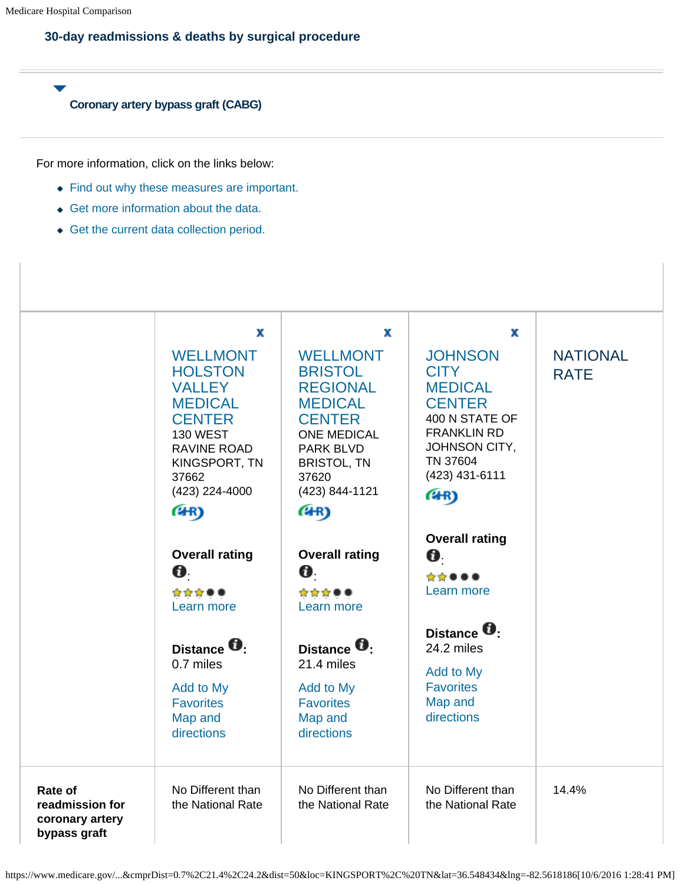### 30-day readmissions & deaths by surgical procedure

#### Coronary artery bypass graft (CABG)

For more information, click on the links below:

- Find out why these measures are important.
- Get more information about the data.
- Get the current data collection period.

| | x WELLMONT HOLSTON VALLEY MEDICAL CENTER 130 WEST RAVINE ROAD KINGSPORT, TN 37662 (423) 224-4000 **Overall rating**: Learn more **Distance**: 0.7 miles Add to My Favorites Map and directions | x WELLMONT BRISTOL REGIONAL MEDICAL CENTER ONE MEDICAL PARK BLVD BRISTOL, TN 37620 (423) 844-1121 **Overall rating**: Learn more **Distance**: 21.4 miles Add to My Favorites Map and directions | x JOHNSON CITY MEDICAL CENTER 400 N STATE OF FRANKLIN RD JOHNSON CITY, TN 37604 (423) 431-6111 **Overall rating**: Learn more **Distance**: 24.2 miles Add to My Favorites Map and directions | NATIONAL RATE |
|---|---|---|---|---|
| **Rate of readmission for coronary artery bypass graft** | No Different than the National Rate | No Different than the National Rate | No Different than the National Rate | 14.4% |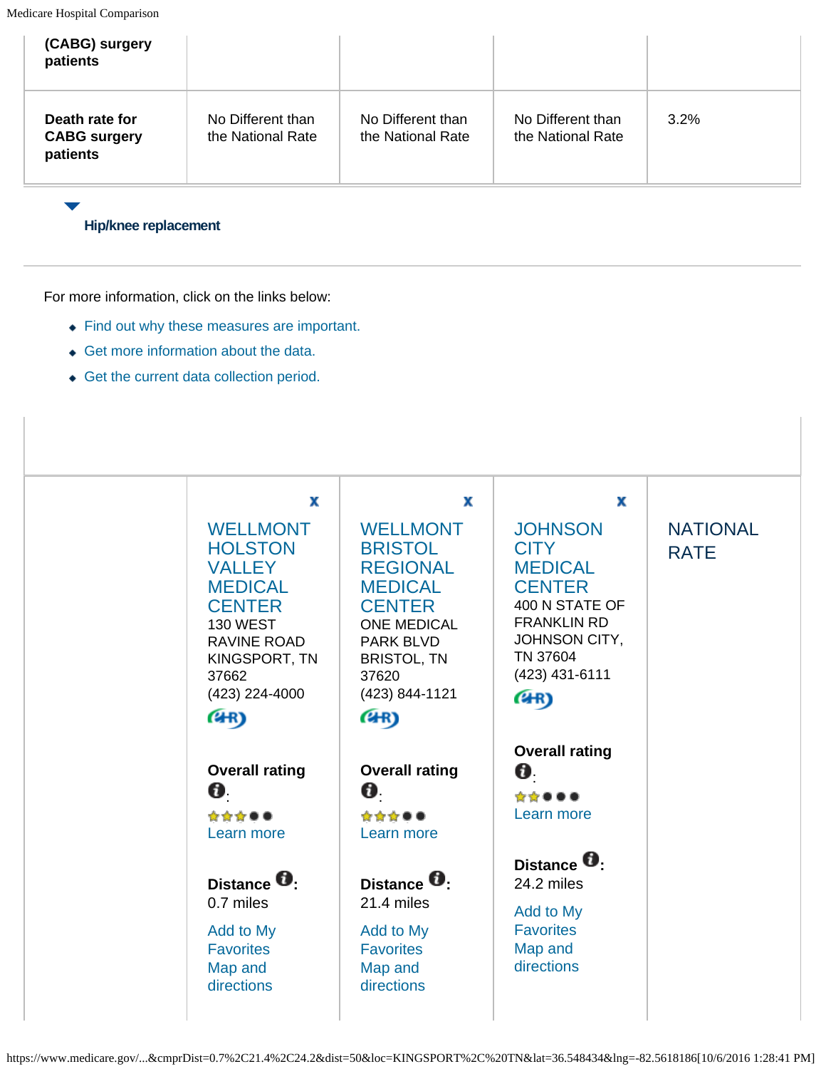| (CABG) surgery patients | | | | |
|---|---|---|---|---|
| Death rate for CABG surgery patients | No Different than the National Rate | No Different than the National Rate | No Different than the National Rate | 3.2% |

Hip/knee replacement

For more information, click on the links below:

- Find out why these measures are important.
- Get more information about the data.
- Get the current data collection period.

| | WELLMONT HOLSTON VALLEY MEDICAL CENTER<br>130 WEST RAVINE ROAD<br>KINGSPORT, TN 37662<br>(423) 224-4000 | WELLMONT BRISTOL REGIONAL MEDICAL CENTER<br>ONE MEDICAL PARK BLVD<br>BRISTOL, TN 37620<br>(423) 844-1121 | JOHNSON CITY MEDICAL CENTER<br>400 N STATE OF FRANKLIN RD<br>JOHNSON CITY, TN 37604<br>(423) 431-6111 | NATIONAL RATE |
|---|---|---|---|---|
| | **Overall rating**: 3 stars<br>Learn more | **Overall rating**: 3 stars<br>Learn more | **Overall rating**: 2 stars<br>Learn more | |
| | **Distance**: 0.7 miles<br>Add to My Favorites<br>Map and directions | **Distance**: 21.4 miles<br>Add to My Favorites<br>Map and directions | **Distance**: 24.2 miles<br>Add to My Favorites<br>Map and directions | |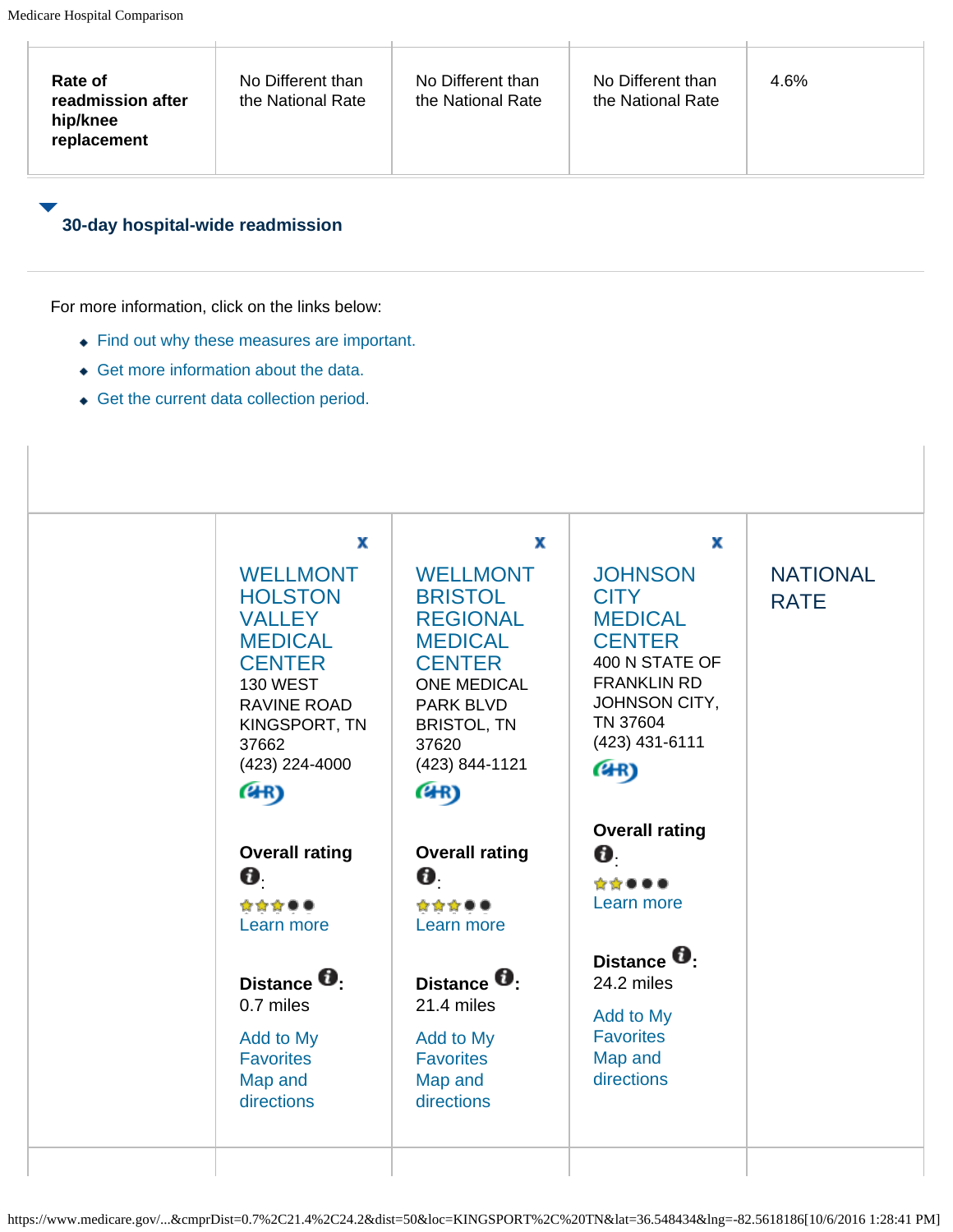| Rate of readmission after hip/knee replacement | No Different than the National Rate | No Different than the National Rate | No Different than the National Rate | 4.6% |
|---|---|---|---|---|

### 30-day hospital-wide readmission

For more information, click on the links below:

- Find out why these measures are important.
- Get more information about the data.
- Get the current data collection period.

| | WELLMONT HOLSTON VALLEY MEDICAL CENTER | WELLMONT BRISTOL REGIONAL MEDICAL CENTER | JOHNSON CITY MEDICAL CENTER | NATIONAL RATE |
|---|---|---|---|---|
| | 130 WEST RAVINE ROAD KINGSPORT, TN 37662 (423) 224-4000 | ONE MEDICAL PARK BLVD BRISTOL, TN 37620 (423) 844-1121 | 400 N STATE OF FRANKLIN RD JOHNSON CITY, TN 37604 (423) 431-6111 | |
| | **Overall rating**: 3 of 5 stars. Learn more | **Overall rating**: 3 of 5 stars. Learn more | **Overall rating**: 2 of 5 stars. Learn more | |
| | **Distance**: 0.7 miles | **Distance**: 21.4 miles | **Distance**: 24.2 miles | |
| | Add to My Favorites; Map and directions | Add to My Favorites; Map and directions | Add to My Favorites; Map and directions | |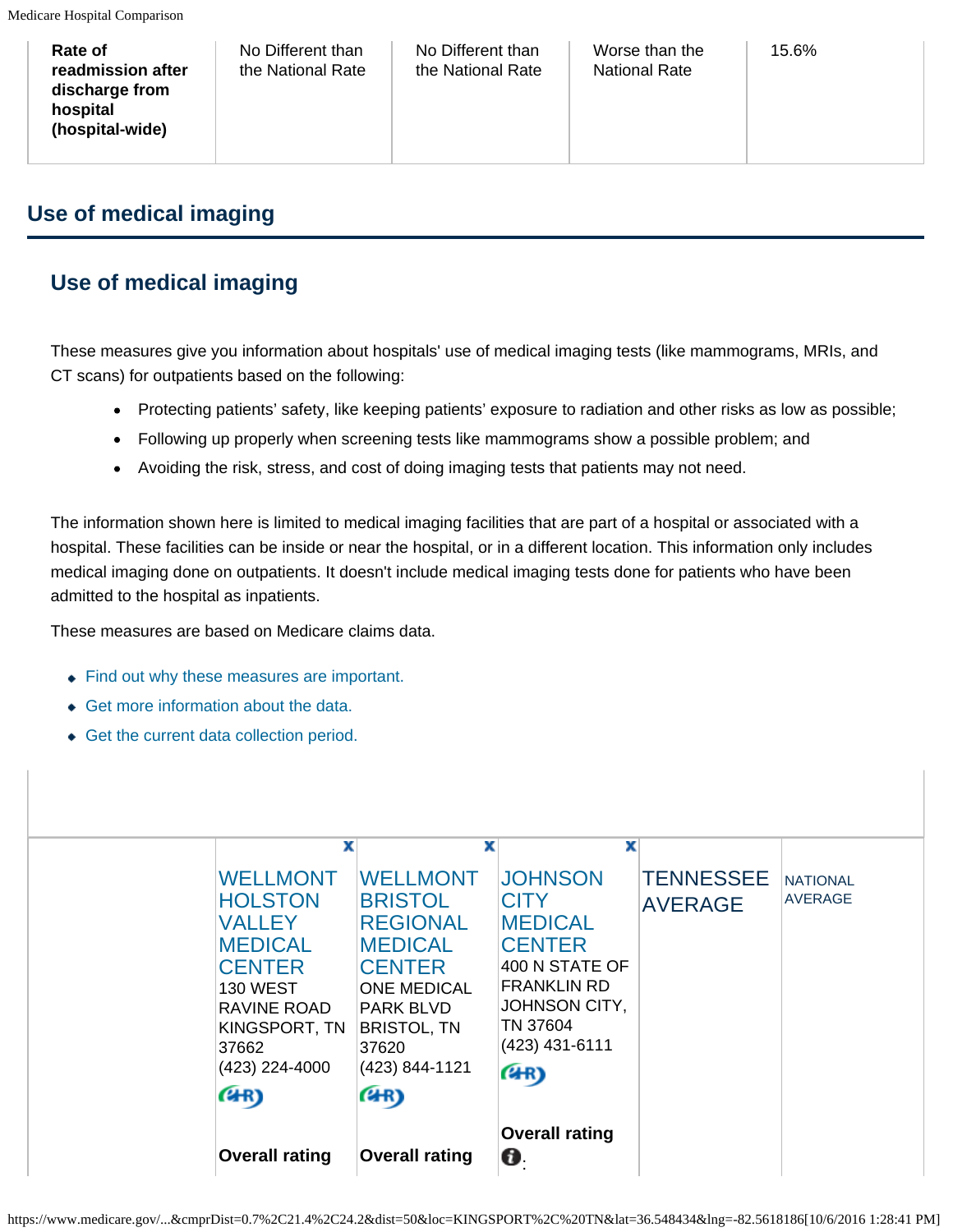| Rate of readmission after discharge from hospital (hospital-wide) | No Different than the National Rate | No Different than the National Rate | Worse than the National Rate | 15.6% |
|---|---|---|---|---|

## Use of medical imaging

### Use of medical imaging

These measures give you information about hospitals' use of medical imaging tests (like mammograms, MRIs, and CT scans) for outpatients based on the following:

- Protecting patients' safety, like keeping patients' exposure to radiation and other risks as low as possible;
- Following up properly when screening tests like mammograms show a possible problem; and
- Avoiding the risk, stress, and cost of doing imaging tests that patients may not need.

The information shown here is limited to medical imaging facilities that are part of a hospital or associated with a hospital. These facilities can be inside or near the hospital, or in a different location. This information only includes medical imaging done on outpatients. It doesn't include medical imaging tests done for patients who have been admitted to the hospital as inpatients.

These measures are based on Medicare claims data.

- Find out why these measures are important.
- Get more information about the data.
- Get the current data collection period.

| | WELLMONT HOLSTON VALLEY MEDICAL CENTER 130 WEST RAVINE ROAD KINGSPORT, TN 37662 (423) 224-4000 | WELLMONT BRISTOL REGIONAL MEDICAL CENTER ONE MEDICAL PARK BLVD BRISTOL, TN 37620 (423) 844-1121 | JOHNSON CITY MEDICAL CENTER 400 N STATE OF FRANKLIN RD JOHNSON CITY, TN 37604 (423) 431-6111 | TENNESSEE AVERAGE | NATIONAL AVERAGE |
|---|---|---|---|---|---|
| | Overall rating | Overall rating | Overall rating : | | |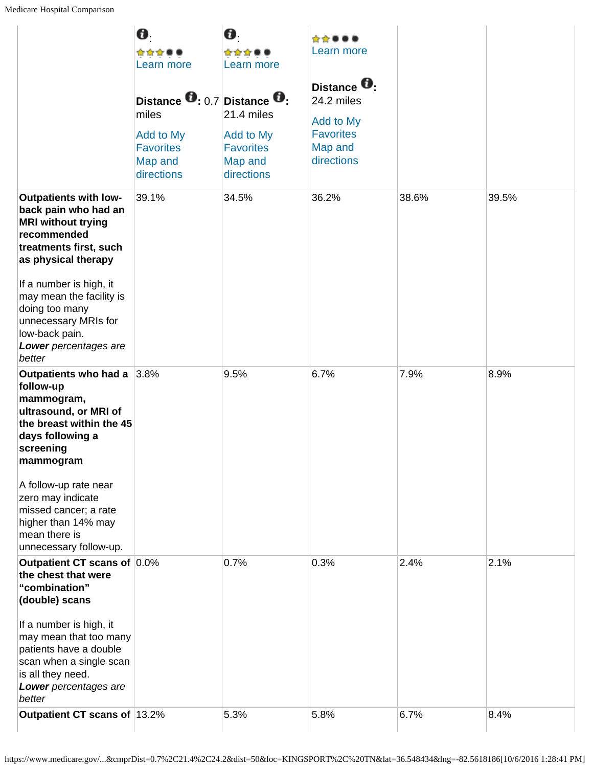| | : Learn more Distance : 0.7 miles Add to My Favorites Map and directions | : Learn more Distance : 21.4 miles Add to My Favorites Map and directions | Learn more Distance : 24.2 miles Add to My Favorites Map and directions | | |
|---|---|---|---|---|---|
| **Outpatients with low-back pain who had an MRI without trying recommended treatments first, such as physical therapy** If a number is high, it may mean the facility is doing too many unnecessary MRIs for low-back pain. ***Lower** percentages are better* | 39.1% | 34.5% | 36.2% | 38.6% | 39.5% |
| **Outpatients who had a follow-up mammogram, ultrasound, or MRI of the breast within the 45 days following a screening mammogram** A follow-up rate near zero may indicate missed cancer; a rate higher than 14% may mean there is unnecessary follow-up. | 3.8% | 9.5% | 6.7% | 7.9% | 8.9% |
| **Outpatient CT scans of the chest that were "combination" (double) scans** If a number is high, it may mean that too many patients have a double scan when a single scan is all they need. ***Lower** percentages are better* | 0.0% | 0.7% | 0.3% | 2.4% | 2.1% |
| **Outpatient CT scans of** | 13.2% | 5.3% | 5.8% | 6.7% | 8.4% |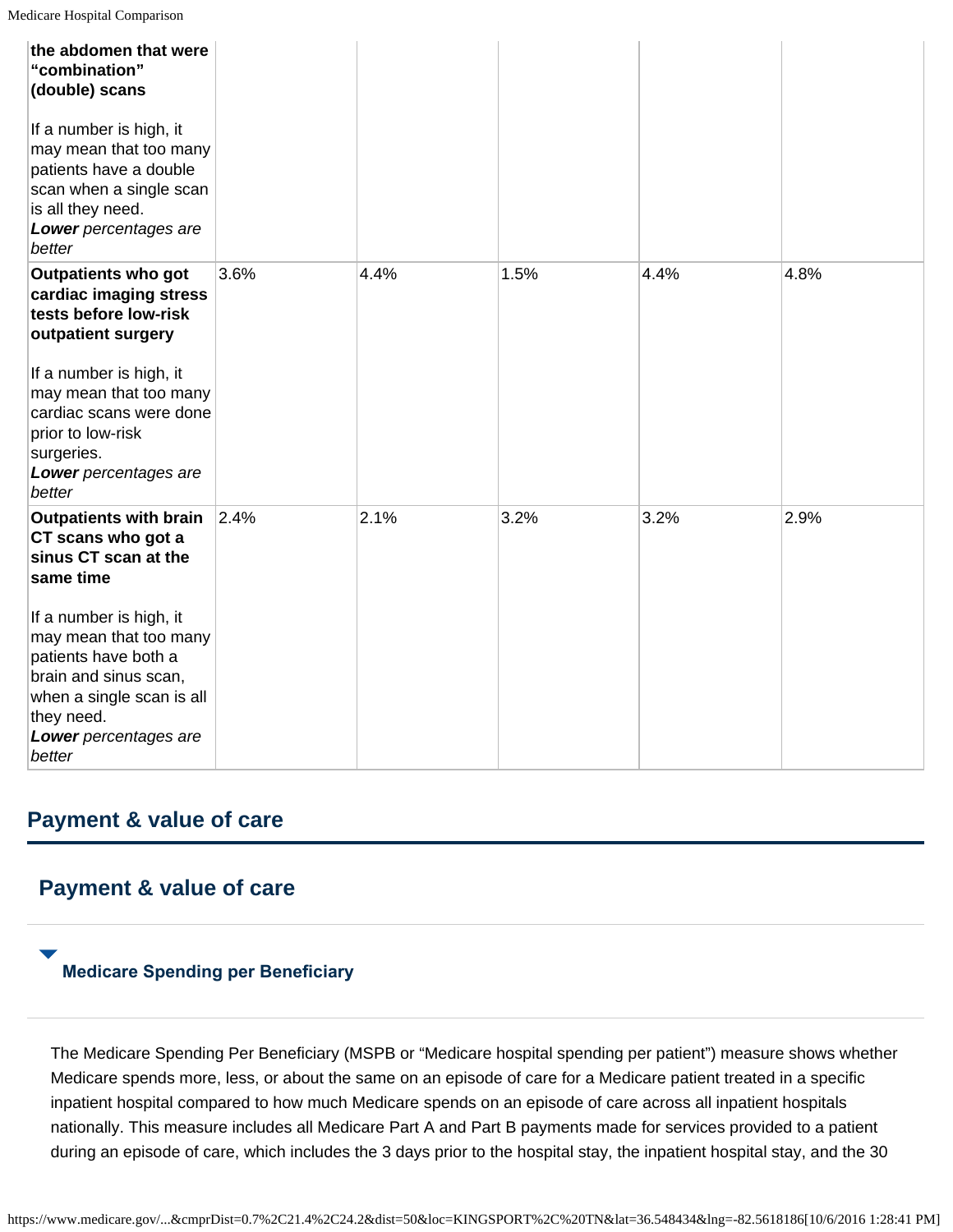| | | | | | |
|---|---|---|---|---|---|
| **the abdomen that were "combination" (double) scans**<br><br>If a number is high, it may mean that too many patients have a double scan when a single scan is all they need.<br>***Lower*** *percentages are better* | | | | | |
| **Outpatients who got cardiac imaging stress tests before low-risk outpatient surgery**<br><br>If a number is high, it may mean that too many cardiac scans were done prior to low-risk surgeries.<br>***Lower*** *percentages are better* | 3.6% | 4.4% | 1.5% | 4.4% | 4.8% |
| **Outpatients with brain CT scans who got a sinus CT scan at the same time**<br><br>If a number is high, it may mean that too many patients have both a brain and sinus scan, when a single scan is all they need.<br>***Lower*** *percentages are better* | 2.4% | 2.1% | 3.2% | 3.2% | 2.9% |

## Payment & value of care

## Payment & value of care

### Medicare Spending per Beneficiary

The Medicare Spending Per Beneficiary (MSPB or "Medicare hospital spending per patient") measure shows whether Medicare spends more, less, or about the same on an episode of care for a Medicare patient treated in a specific inpatient hospital compared to how much Medicare spends on an episode of care across all inpatient hospitals nationally. This measure includes all Medicare Part A and Part B payments made for services provided to a patient during an episode of care, which includes the 3 days prior to the hospital stay, the inpatient hospital stay, and the 30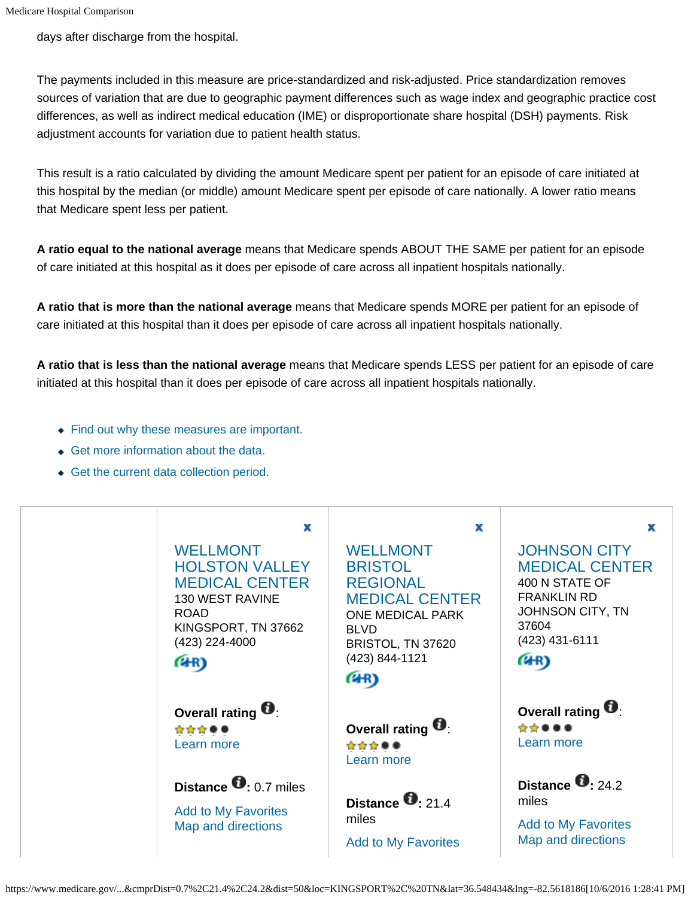days after discharge from the hospital.

The payments included in this measure are price-standardized and risk-adjusted. Price standardization removes sources of variation that are due to geographic payment differences such as wage index and geographic practice cost differences, as well as indirect medical education (IME) or disproportionate share hospital (DSH) payments. Risk adjustment accounts for variation due to patient health status.

This result is a ratio calculated by dividing the amount Medicare spent per patient for an episode of care initiated at this hospital by the median (or middle) amount Medicare spent per episode of care nationally. A lower ratio means that Medicare spent less per patient.

**A ratio equal to the national average** means that Medicare spends ABOUT THE SAME per patient for an episode of care initiated at this hospital as it does per episode of care across all inpatient hospitals nationally.

**A ratio that is more than the national average** means that Medicare spends MORE per patient for an episode of care initiated at this hospital than it does per episode of care across all inpatient hospitals nationally.

**A ratio that is less than the national average** means that Medicare spends LESS per patient for an episode of care initiated at this hospital than it does per episode of care across all inpatient hospitals nationally.

- Find out why these measures are important.
- Get more information about the data.
- Get the current data collection period.

| | WELLMONT HOLSTON VALLEY MEDICAL CENTER | WELLMONT BRISTOL REGIONAL MEDICAL CENTER | JOHNSON CITY MEDICAL CENTER |
|---|---|---|---|
| | 130 WEST RAVINE ROAD<br>KINGSPORT, TN 37662<br>(423) 224-4000 | ONE MEDICAL PARK BLVD<br>BRISTOL, TN 37620<br>(423) 844-1121 | 400 N STATE OF FRANKLIN RD<br>JOHNSON CITY, TN 37604<br>(423) 431-6111 |
| | **Overall rating**: 3 stars<br>Learn more | **Overall rating**: 3 stars<br>Learn more | **Overall rating**: 2 stars<br>Learn more |
| | **Distance**: 0.7 miles | **Distance**: 21.4 miles | **Distance**: 24.2 miles |
| | Add to My Favorites<br>Map and directions | Add to My Favorites | Add to My Favorites<br>Map and directions |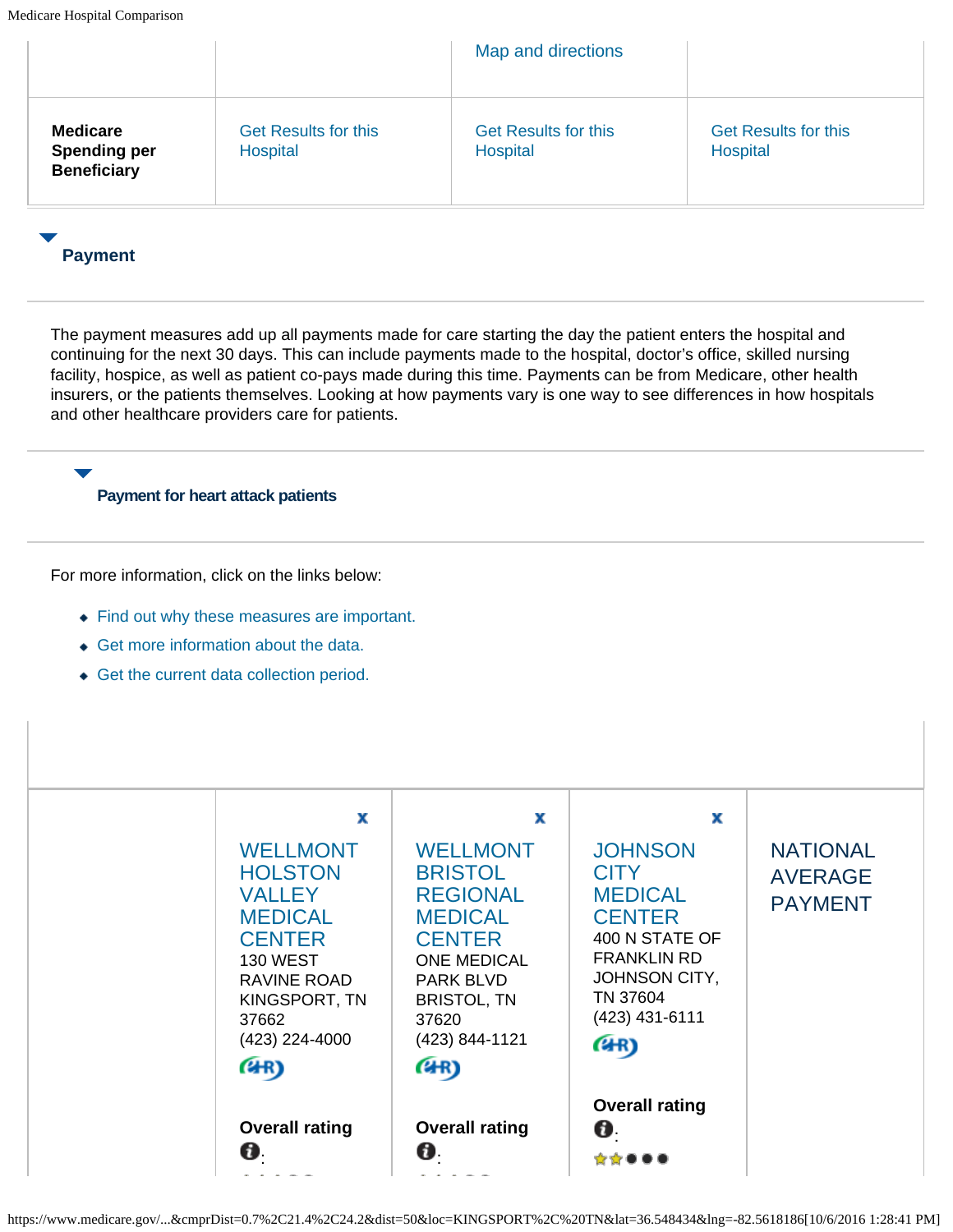| | | Map and directions | |
|---|---|---|---|
| **Medicare Spending per Beneficiary** | Get Results for this Hospital | Get Results for this Hospital | Get Results for this Hospital |

## Payment

The payment measures add up all payments made for care starting the day the patient enters the hospital and continuing for the next 30 days. This can include payments made to the hospital, doctor's office, skilled nursing facility, hospice, as well as patient co-pays made during this time. Payments can be from Medicare, other health insurers, or the patients themselves. Looking at how payments vary is one way to see differences in how hospitals and other healthcare providers care for patients.

### Payment for heart attack patients

For more information, click on the links below:

- Find out why these measures are important.
- Get more information about the data.
- Get the current data collection period.

| | x<br>WELLMONT HOLSTON VALLEY MEDICAL CENTER<br>130 WEST RAVINE ROAD<br>KINGSPORT, TN 37662<br>(423) 224-4000<br><br>**Overall rating**<br>: | x<br>WELLMONT BRISTOL REGIONAL MEDICAL CENTER<br>ONE MEDICAL PARK BLVD<br>BRISTOL, TN 37620<br>(423) 844-1121<br><br>**Overall rating**<br>: | x<br>JOHNSON CITY MEDICAL CENTER<br>400 N STATE OF FRANKLIN RD<br>JOHNSON CITY, TN 37604<br>(423) 431-6111<br><br>**Overall rating**<br>: | NATIONAL AVERAGE PAYMENT |
|---|---|---|---|---|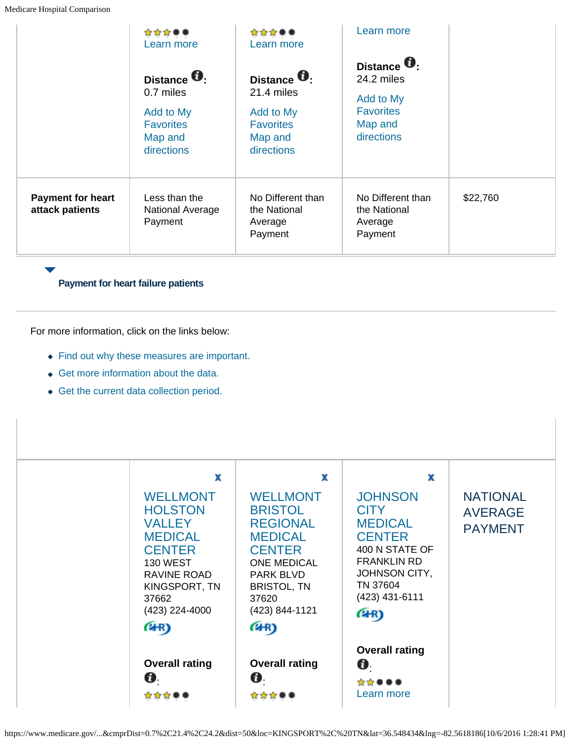| | | | | |
|---|---|---|---|---|
| | Learn more<br><br>**Distance** : 0.7 miles<br><br>Add to My Favorites<br>Map and directions | Learn more<br><br>**Distance** : 21.4 miles<br><br>Add to My Favorites<br>Map and directions | Learn more<br><br>**Distance** : 24.2 miles<br><br>Add to My Favorites<br>Map and directions | |
| **Payment for heart attack patients** | Less than the National Average Payment | No Different than the National Average Payment | No Different than the National Average Payment | $22,760 |

**Payment for heart failure patients**

For more information, click on the links below:

- Find out why these measures are important.
- Get more information about the data.
- Get the current data collection period.

| | | | | |
|---|---|---|---|---|
| | x<br>WELLMONT HOLSTON VALLEY MEDICAL CENTER<br>130 WEST RAVINE ROAD<br>KINGSPORT, TN 37662<br>(423) 224-4000<br><br>**Overall rating** : | x<br>WELLMONT BRISTOL REGIONAL MEDICAL CENTER<br>ONE MEDICAL PARK BLVD<br>BRISTOL, TN 37620<br>(423) 844-1121<br><br>**Overall rating** : | x<br>JOHNSON CITY MEDICAL CENTER<br>400 N STATE OF FRANKLIN RD<br>JOHNSON CITY, TN 37604<br>(423) 431-6111<br><br>**Overall rating** :<br>Learn more | NATIONAL AVERAGE PAYMENT |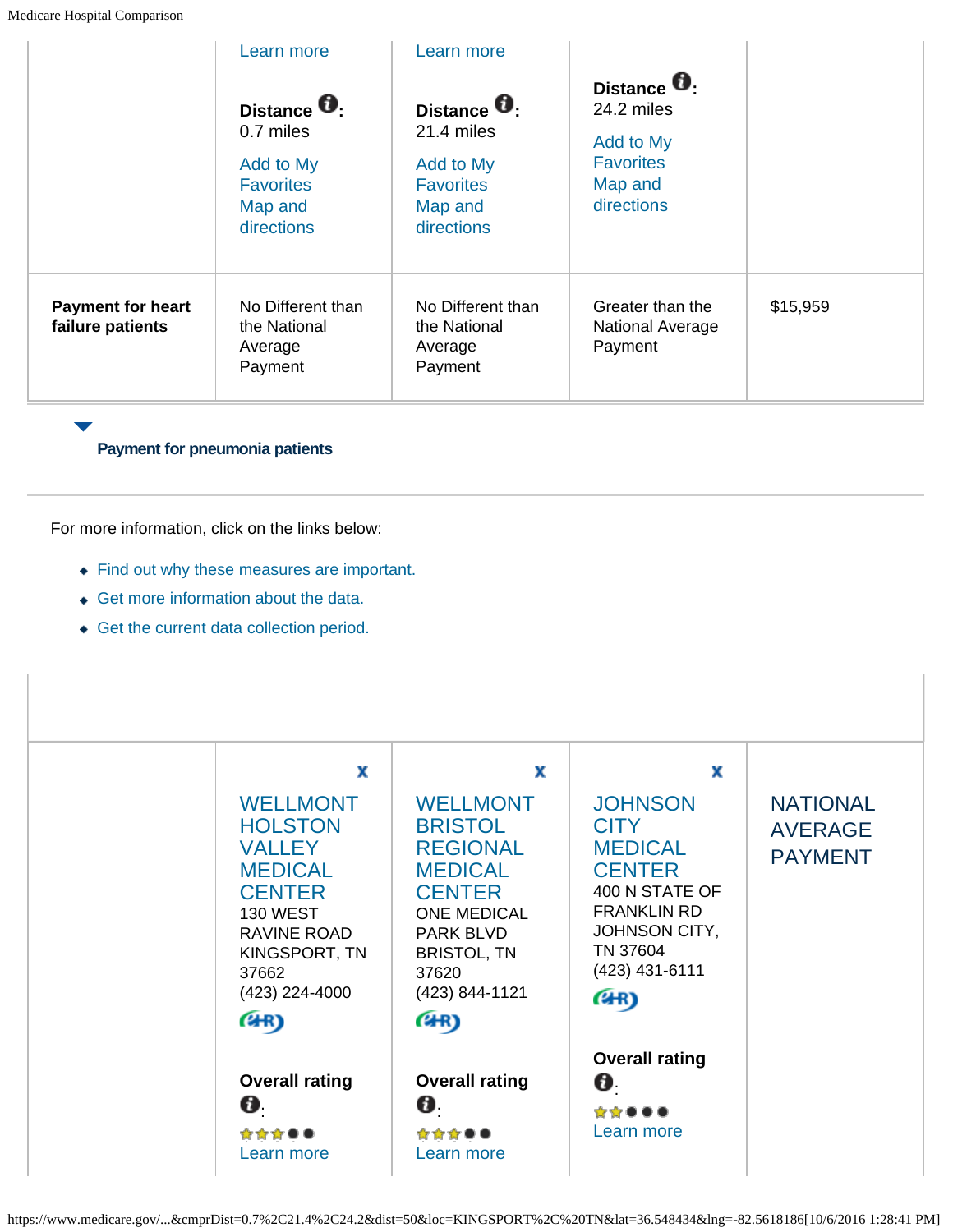| | Learn more<br><br>**Distance**: 0.7 miles<br><br>Add to My Favorites<br>Map and directions | Learn more<br><br>**Distance**: 21.4 miles<br><br>Add to My Favorites<br>Map and directions | **Distance**: 24.2 miles<br><br>Add to My Favorites<br>Map and directions | |
|---|---|---|---|---|
| **Payment for heart failure patients** | No Different than the National Average Payment | No Different than the National Average Payment | Greater than the National Average Payment | $15,959 |

**Payment for pneumonia patients**

For more information, click on the links below:

- Find out why these measures are important.
- Get more information about the data.
- Get the current data collection period.

| | x<br>WELLMONT HOLSTON VALLEY MEDICAL CENTER<br>130 WEST RAVINE ROAD<br>KINGSPORT, TN 37662<br>(423) 224-4000<br><br>**Overall rating**:<br>3 stars<br>Learn more | x<br>WELLMONT BRISTOL REGIONAL MEDICAL CENTER<br>ONE MEDICAL PARK BLVD<br>BRISTOL, TN 37620<br>(423) 844-1121<br><br>**Overall rating**:<br>3 stars<br>Learn more | x<br>JOHNSON CITY MEDICAL CENTER<br>400 N STATE OF FRANKLIN RD<br>JOHNSON CITY, TN 37604<br>(423) 431-6111<br><br>**Overall rating**:<br>2 stars<br>Learn more | NATIONAL AVERAGE PAYMENT |
|---|---|---|---|---|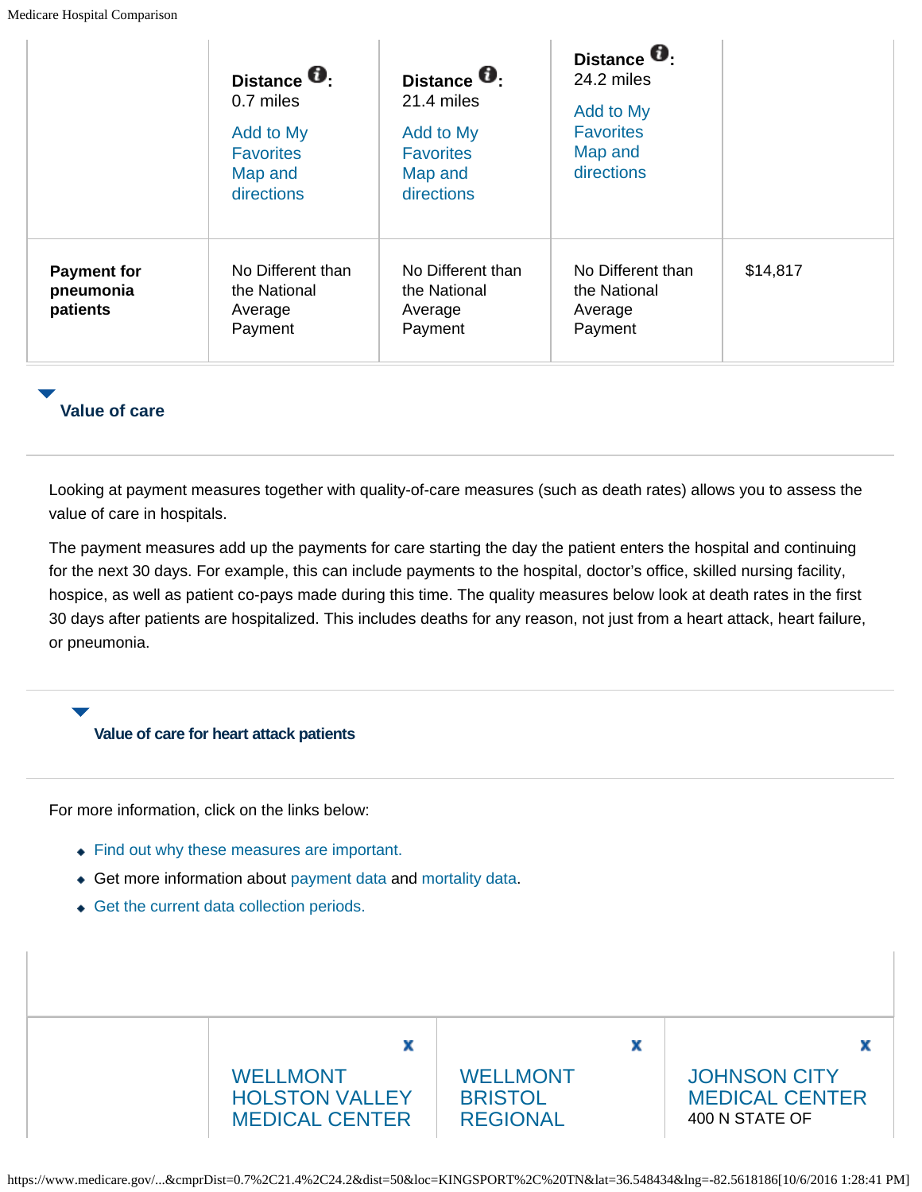| | Distance: 0.7 miles<br>Add to My Favorites<br>Map and directions | Distance: 21.4 miles<br>Add to My Favorites<br>Map and directions | Distance: 24.2 miles<br>Add to My Favorites<br>Map and directions | |
|---|---|---|---|---|
| **Payment for pneumonia patients** | No Different than the National Average Payment | No Different than the National Average Payment | No Different than the National Average Payment | $14,817 |

## Value of care

Looking at payment measures together with quality-of-care measures (such as death rates) allows you to assess the value of care in hospitals.

The payment measures add up the payments for care starting the day the patient enters the hospital and continuing for the next 30 days. For example, this can include payments to the hospital, doctor's office, skilled nursing facility, hospice, as well as patient co-pays made during this time. The quality measures below look at death rates in the first 30 days after patients are hospitalized. This includes deaths for any reason, not just from a heart attack, heart failure, or pneumonia.

### Value of care for heart attack patients

For more information, click on the links below:

- Find out why these measures are important.
- Get more information about payment data and mortality data.
- Get the current data collection periods.

| | x WELLMONT HOLSTON VALLEY MEDICAL CENTER | x WELLMONT BRISTOL REGIONAL | x JOHNSON CITY MEDICAL CENTER<br>400 N STATE OF |
|---|---|---|---|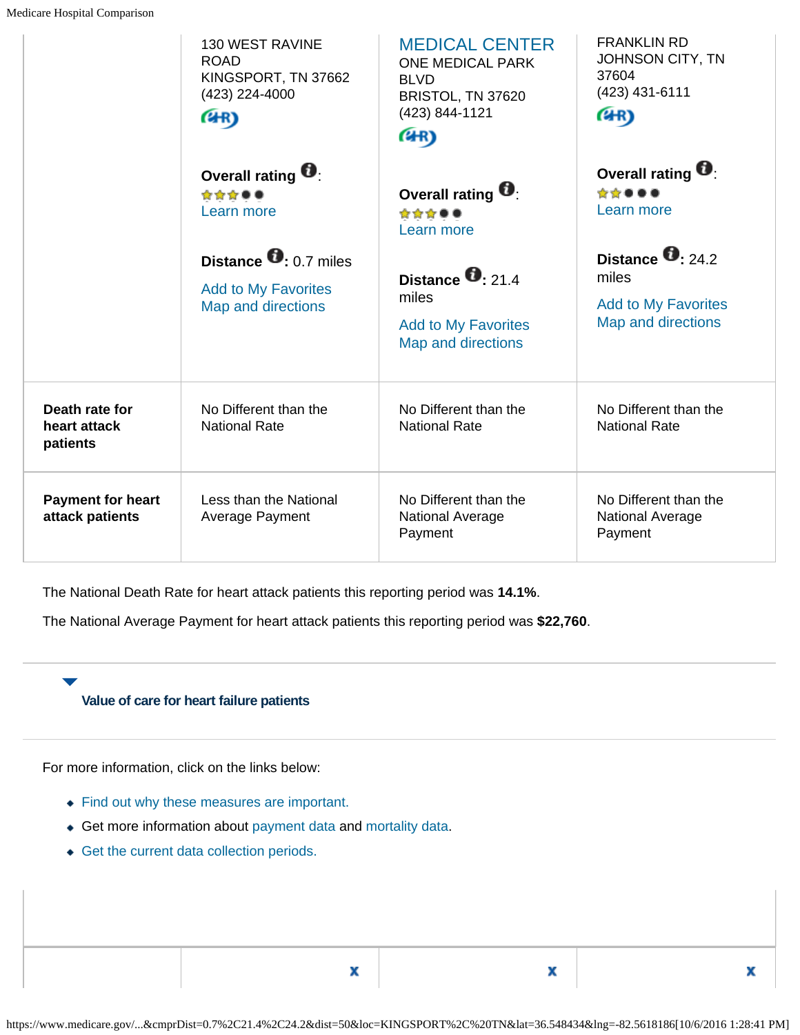| | 130 WEST RAVINE ROAD KINGSPORT, TN 37662 (423) 224-4000 **Overall rating**: Learn more **Distance**: 0.7 miles Add to My Favorites Map and directions | MEDICAL CENTER ONE MEDICAL PARK BLVD BRISTOL, TN 37620 (423) 844-1121 **Overall rating**: Learn more **Distance**: 21.4 miles Add to My Favorites Map and directions | FRANKLIN RD JOHNSON CITY, TN 37604 (423) 431-6111 **Overall rating**: Learn more **Distance**: 24.2 miles Add to My Favorites Map and directions |
|---|---|---|---|
| **Death rate for heart attack patients** | No Different than the National Rate | No Different than the National Rate | No Different than the National Rate |
| **Payment for heart attack patients** | Less than the National Average Payment | No Different than the National Average Payment | No Different than the National Average Payment |

The National Death Rate for heart attack patients this reporting period was **14.1%**.

The National Average Payment for heart attack patients this reporting period was **$22,760**.

**Value of care for heart failure patients**

For more information, click on the links below:

- Find out why these measures are important.
- Get more information about payment data and mortality data.
- Get the current data collection periods.

| | x | x | x |
|---|---|---|---|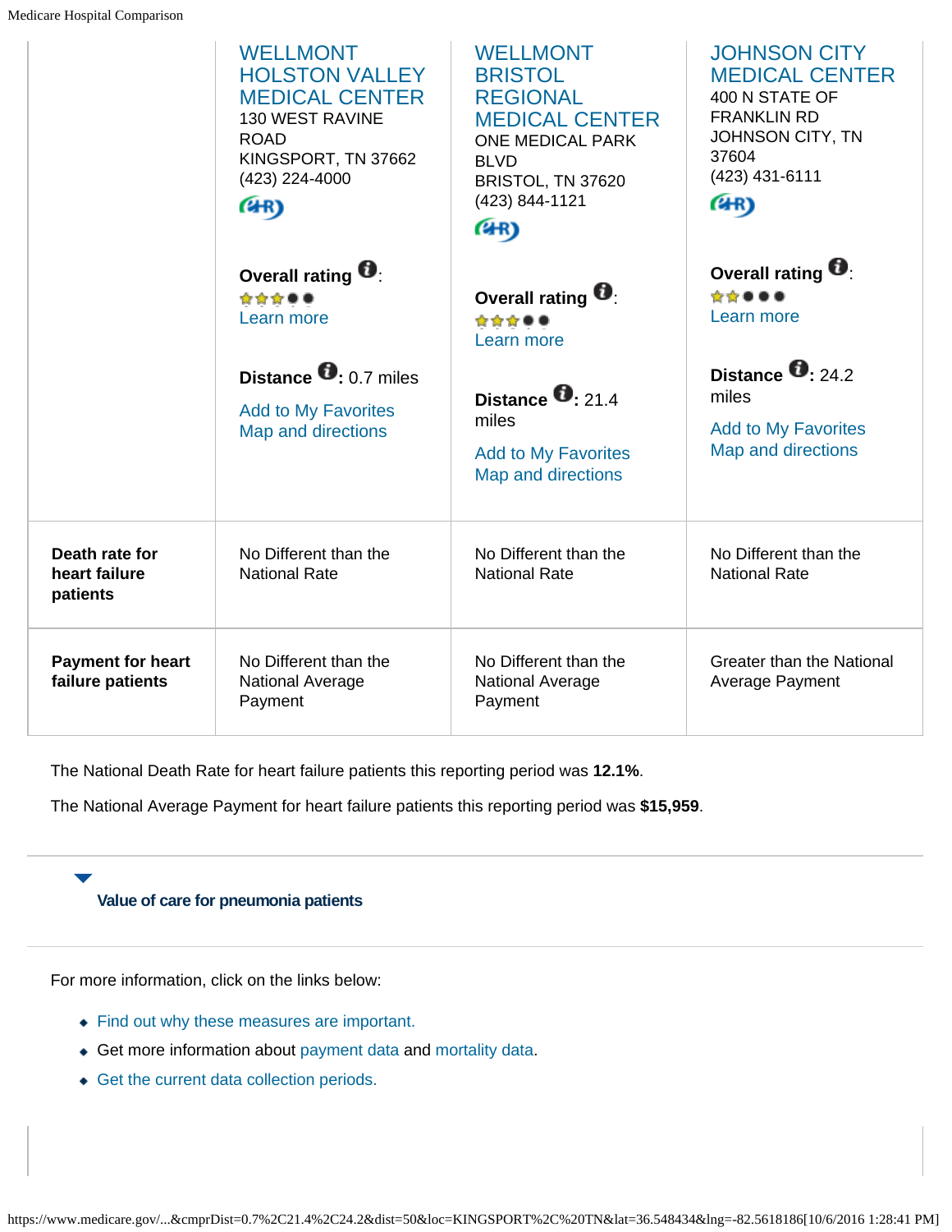| | WELLMONT HOLSTON VALLEY MEDICAL CENTER<br>130 WEST RAVINE ROAD<br>KINGSPORT, TN 37662<br>(423) 224-4000<br><br>**Overall rating**:<br>Learn more<br><br>**Distance**: 0.7 miles<br><br>Add to My Favorites<br>Map and directions | WELLMONT BRISTOL REGIONAL MEDICAL CENTER<br>ONE MEDICAL PARK BLVD<br>BRISTOL, TN 37620<br>(423) 844-1121<br><br>**Overall rating**:<br>Learn more<br><br>**Distance**: 21.4 miles<br><br>Add to My Favorites<br>Map and directions | JOHNSON CITY MEDICAL CENTER<br>400 N STATE OF FRANKLIN RD<br>JOHNSON CITY, TN 37604<br>(423) 431-6111<br><br>**Overall rating**:<br>Learn more<br><br>**Distance**: 24.2 miles<br><br>Add to My Favorites<br>Map and directions |
|---|---|---|---|
| **Death rate for heart failure patients** | No Different than the National Rate | No Different than the National Rate | No Different than the National Rate |
| **Payment for heart failure patients** | No Different than the National Average Payment | No Different than the National Average Payment | Greater than the National Average Payment |

The National Death Rate for heart failure patients this reporting period was **12.1%**.

The National Average Payment for heart failure patients this reporting period was **$15,959**.

**Value of care for pneumonia patients**

For more information, click on the links below:

- Find out why these measures are important.
- Get more information about payment data and mortality data.
- Get the current data collection periods.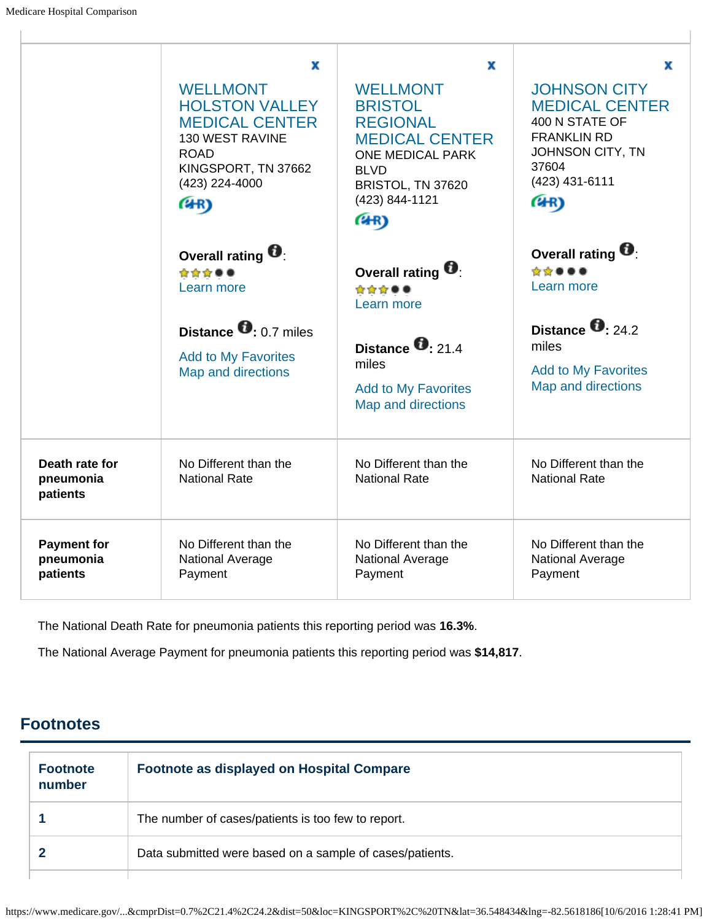| | WELLMONT HOLSTON VALLEY MEDICAL CENTER<br>130 WEST RAVINE ROAD<br>KINGSPORT, TN 37662<br>(423) 224-4000<br><br>**Overall rating**:<br>3 out of 5 stars<br>Learn more<br><br>**Distance**: 0.7 miles<br><br>Add to My Favorites<br>Map and directions | WELLMONT BRISTOL REGIONAL MEDICAL CENTER<br>ONE MEDICAL PARK BLVD<br>BRISTOL, TN 37620<br>(423) 844-1121<br><br>**Overall rating**:<br>3 out of 5 stars<br>Learn more<br><br>**Distance**: 21.4 miles<br><br>Add to My Favorites<br>Map and directions | JOHNSON CITY MEDICAL CENTER<br>400 N STATE OF FRANKLIN RD<br>JOHNSON CITY, TN 37604<br>(423) 431-6111<br><br>**Overall rating**:<br>2 out of 5 stars<br>Learn more<br><br>**Distance**: 24.2 miles<br><br>Add to My Favorites<br>Map and directions |
|---|---|---|---|
| **Death rate for pneumonia patients** | No Different than the National Rate | No Different than the National Rate | No Different than the National Rate |
| **Payment for pneumonia patients** | No Different than the National Average Payment | No Different than the National Average Payment | No Different than the National Average Payment |

The National Death Rate for pneumonia patients this reporting period was **16.3%**.

The National Average Payment for pneumonia patients this reporting period was **$14,817**.

## Footnotes

| Footnote number | Footnote as displayed on Hospital Compare |
|---|---|
| **1** | The number of cases/patients is too few to report. |
| **2** | Data submitted were based on a sample of cases/patients. |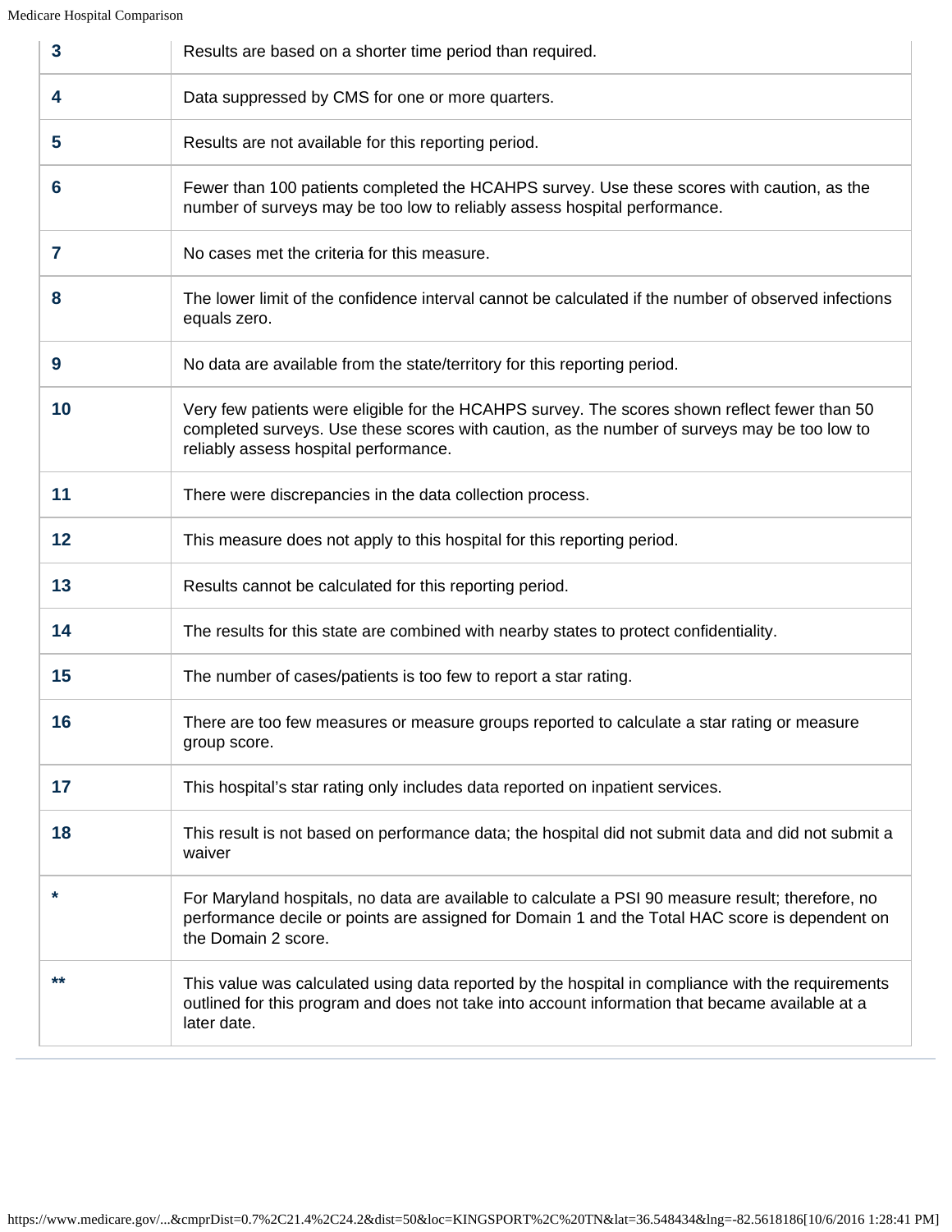| | |
|---|---|
| **3** | Results are based on a shorter time period than required. |
| **4** | Data suppressed by CMS for one or more quarters. |
| **5** | Results are not available for this reporting period. |
| **6** | Fewer than 100 patients completed the HCAHPS survey. Use these scores with caution, as the number of surveys may be too low to reliably assess hospital performance. |
| **7** | No cases met the criteria for this measure. |
| **8** | The lower limit of the confidence interval cannot be calculated if the number of observed infections equals zero. |
| **9** | No data are available from the state/territory for this reporting period. |
| **10** | Very few patients were eligible for the HCAHPS survey. The scores shown reflect fewer than 50 completed surveys. Use these scores with caution, as the number of surveys may be too low to reliably assess hospital performance. |
| **11** | There were discrepancies in the data collection process. |
| **12** | This measure does not apply to this hospital for this reporting period. |
| **13** | Results cannot be calculated for this reporting period. |
| **14** | The results for this state are combined with nearby states to protect confidentiality. |
| **15** | The number of cases/patients is too few to report a star rating. |
| **16** | There are too few measures or measure groups reported to calculate a star rating or measure group score. |
| **17** | This hospital's star rating only includes data reported on inpatient services. |
| **18** | This result is not based on performance data; the hospital did not submit data and did not submit a waiver |
| **\*** | For Maryland hospitals, no data are available to calculate a PSI 90 measure result; therefore, no performance decile or points are assigned for Domain 1 and the Total HAC score is dependent on the Domain 2 score. |
| **\*\*** | This value was calculated using data reported by the hospital in compliance with the requirements outlined for this program and does not take into account information that became available at a later date. |